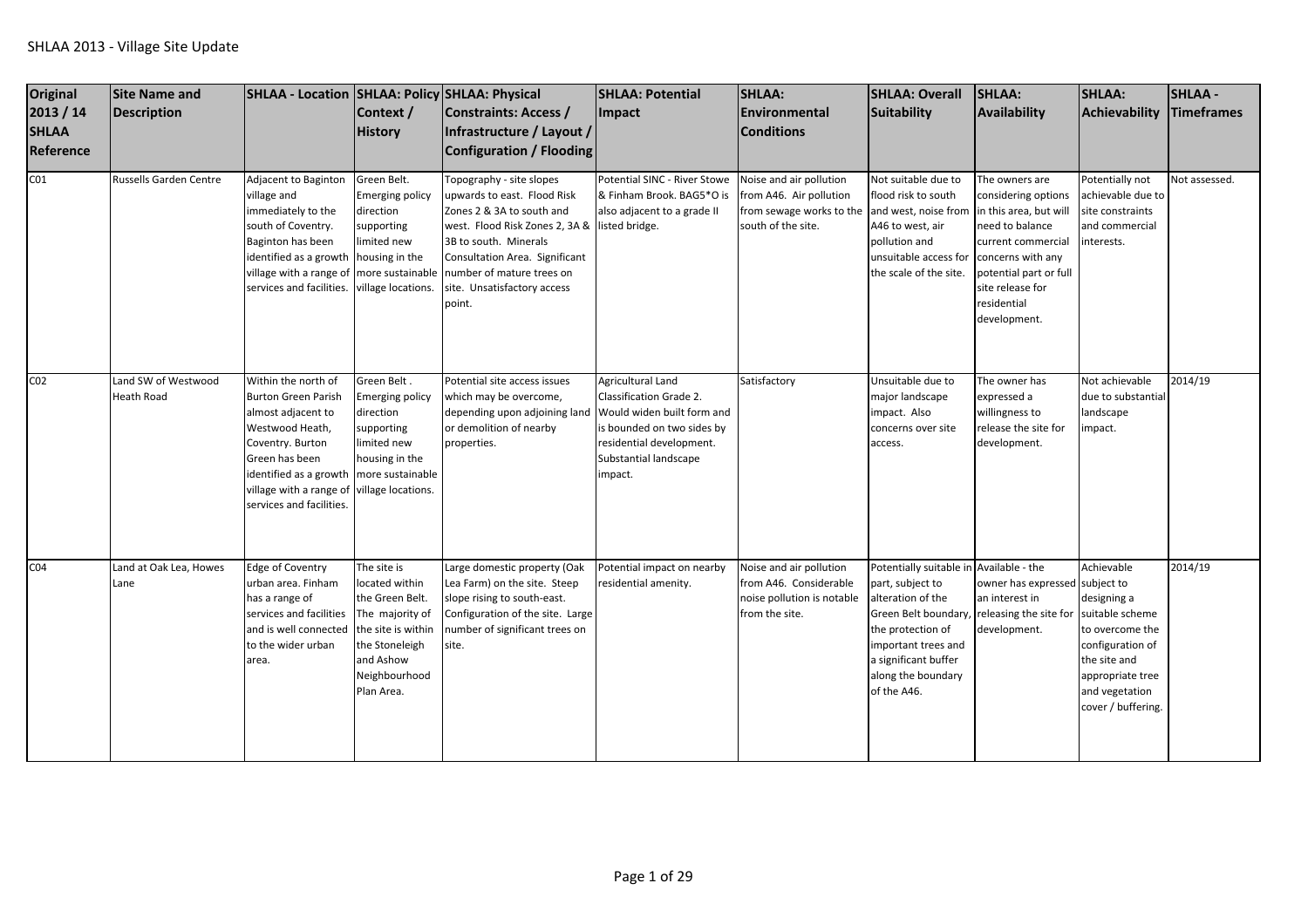# SHLAA 2013 - Village Site Update

| Original 2013 / 14 SHLAA Reference | Site Name and Description | SHLAA - Location | SHLAA: Policy Context / History | SHLAA: Physical Constraints: Access / Infrastructure / Layout / Configuration / Flooding | SHLAA: Potential Impact | SHLAA: Environmental Conditions | SHLAA: Overall Suitability | SHLAA: Availability | SHLAA: Achievability | SHLAA - Timeframes |
|---|---|---|---|---|---|---|---|---|---|---|
| C01 | Russells Garden Centre | Adjacent to Baginton village and immediately to the south of Coventry. Baginton has been identified as a growth village with a range of services and facilities. | Green Belt. Emerging policy direction supporting limited new housing in the more sustainable village locations. | Topography - site slopes upwards to east. Flood Risk Zones 2 & 3A to south and west. Flood Risk Zones 2, 3A & 3B to south. Minerals Consultation Area. Significant number of mature trees on site. Unsatisfactory access point. | Potential SINC - River Stowe & Finham Brook. BAG5*O is also adjacent to a grade II listed bridge. | Noise and air pollution from A46. Air pollution from sewage works to the south of the site. | Not suitable due to flood risk to south and west, noise from A46 to west, air pollution and unsuitable access for the scale of the site. | The owners are considering options in this area, but will need to balance current commercial concerns with any potential part or full site release for residential development. | Potentially not achievable due to site constraints and commercial interests. | Not assessed. |
| C02 | Land SW of Westwood Heath Road | Within the north of Burton Green Parish almost adjacent to Westwood Heath, Coventry. Burton Green has been identified as a growth village with a range of services and facilities. | Green Belt . Emerging policy direction supporting limited new housing in the more sustainable village locations. | Potential site access issues which may be overcome, depending upon adjoining land or demolition of nearby properties. | Agricultural Land Classification Grade 2. Would widen built form and is bounded on two sides by residential development. Substantial landscape impact. | Satisfactory | Unsuitable due to major landscape impact. Also concerns over site access. | The owner has expressed a willingness to release the site for development. | Not achievable due to substantial landscape impact. | 2014/19 |
| C04 | Land at Oak Lea, Howes Lane | Edge of Coventry urban area. Finham has a range of services and facilities and is well connected to the wider urban area. | The site is located within the Green Belt. The majority of the site is within the Stoneleigh and Ashow Neighbourhood Plan Area. | Large domestic property (Oak Lea Farm) on the site. Steep slope rising to south-east. Configuration of the site. Large number of significant trees on site. | Potential impact on nearby residential amenity. | Noise and air pollution from A46. Considerable noise pollution is notable from the site. | Potentially suitable in part, subject to alteration of the Green Belt boundary, the protection of important trees and a significant buffer along the boundary of the A46. | Available - the owner has expressed an interest in releasing the site for development. | Achievable subject to designing a suitable scheme to overcome the configuration of the site and appropriate tree and vegetation cover / buffering. | 2014/19 |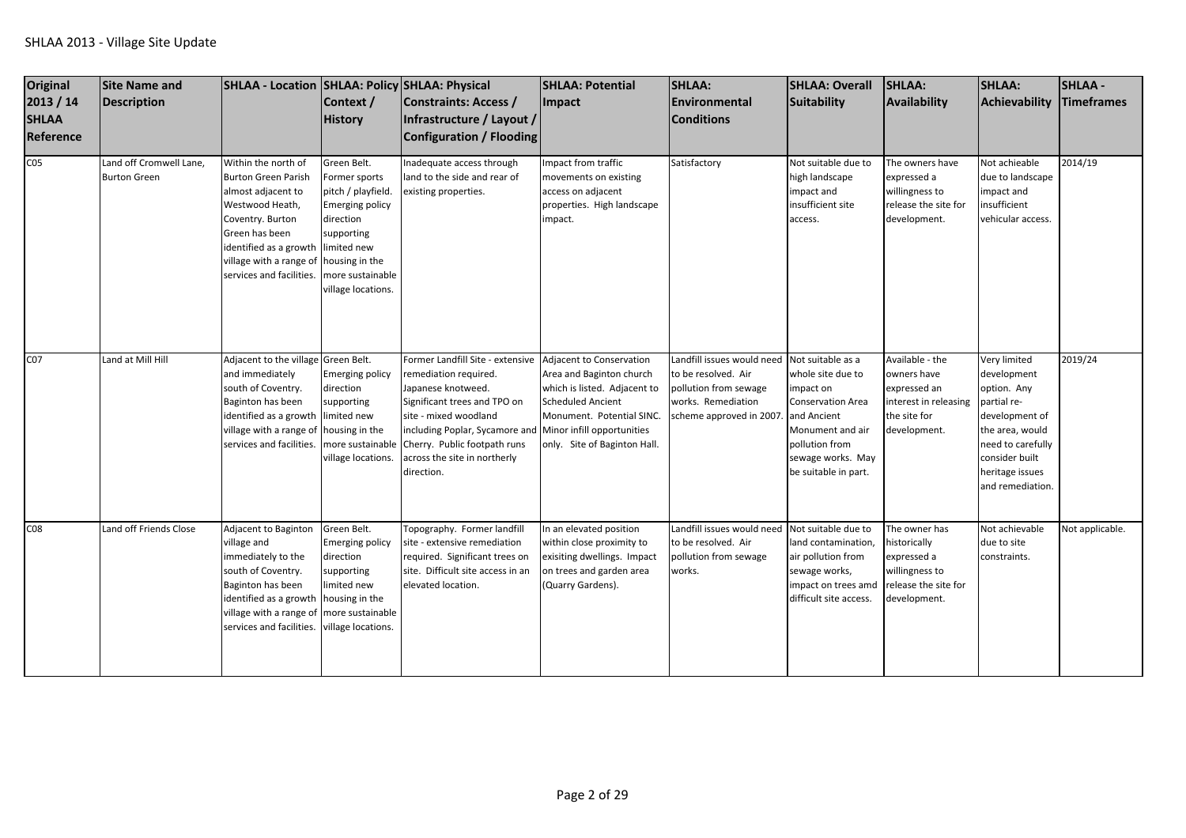| Original 2013 / 14 SHLAA Reference | Site Name and Description | SHLAA - Location | SHLAA: Policy Context / History | SHLAA: Physical Constraints: Access / Infrastructure / Layout / Configuration / Flooding | SHLAA: Potential Impact | SHLAA: Environmental Conditions | SHLAA: Overall Suitability | SHLAA: Availability | SHLAA: Achievability | SHLAA - Timeframes |
|---|---|---|---|---|---|---|---|---|---|---|
| C05 | Land off Cromwell Lane, Burton Green | Within the north of Burton Green Parish almost adjacent to Westwood Heath, Coventry. Burton Green has been identified as a growth village with a range of services and facilities. | Green Belt. Former sports pitch / playfield. Emerging policy direction supporting limited new housing in the more sustainable village locations. | Inadequate access through land to the side and rear of existing properties. | Impact from traffic movements on existing access on adjacent properties. High landscape impact. | Satisfactory | Not suitable due to high landscape impact and insufficient site access. | The owners have expressed a willingness to release the site for development. | Not achieable due to landscape impact and insufficient vehicular access. | 2014/19 |
| C07 | Land at Mill Hill | Adjacent to the village and immediately south of Coventry. Baginton has been identified as a growth village with a range of services and facilities. | Green Belt. Emerging policy direction supporting limited new housing in the more sustainable village locations. | Former Landfill Site - extensive remediation required. Japanese knotweed. Significant trees and TPO on site - mixed woodland including Poplar, Sycamore and Cherry. Public footpath runs across the site in northerly direction. | Adjacent to Conservation Area and Baginton church which is listed. Adjacent to Scheduled Ancient Monument. Potential SINC. Minor infill opportunities only. Site of Baginton Hall. | Landfill issues would need to be resolved. Air pollution from sewage works. Remediation scheme approved in 2007. | Not suitable as a whole site due to impact on Conservation Area and Ancient Monument and air pollution from sewage works. May be suitable in part. | Available - the owners have expressed an interest in releasing the site for development. | Very limited development option. Any partial re-development of the area, would need to carefully consider built heritage issues and remediation. | 2019/24 |
| C08 | Land off Friends Close | Adjacent to Baginton village and immediately to the south of Coventry. Baginton has been identified as a growth village with a range of services and facilities. | Green Belt. Emerging policy direction supporting limited new housing in the more sustainable village locations. | Topography. Former landfill site - extensive remediation required. Significant trees on site. Difficult site access in an elevated location. | In an elevated position within close proximity to exisiting dwellings. Impact on trees and garden area (Quarry Gardens). | Landfill issues would need to be resolved. Air pollution from sewage works. | Not suitable due to land contamination, air pollution from sewage works, impact on trees amd difficult site access. | The owner has historically expressed a willingness to release the site for development. | Not achievable due to site constraints. | Not applicable. |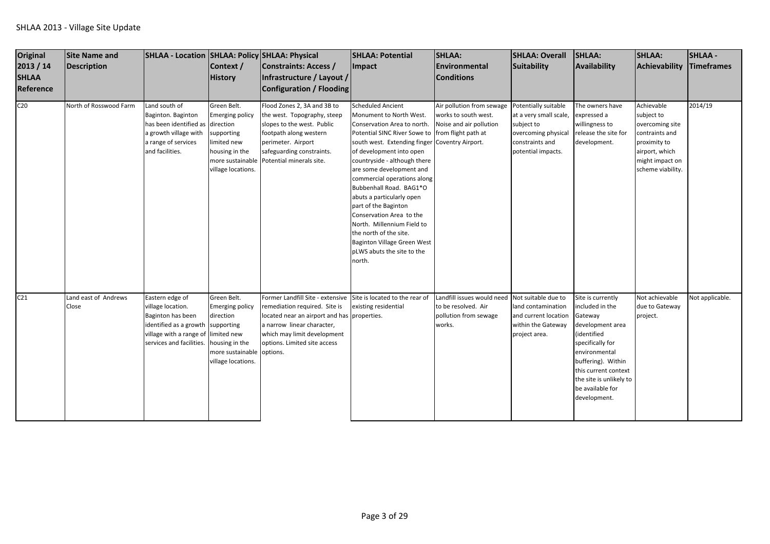# SHLAA 2013 - Village Site Update

| Original 2013 / 14 SHLAA Reference | Site Name and Description | SHLAA - Location | SHLAA: Policy Context / History | SHLAA: Physical Constraints: Access / Infrastructure / Layout / Configuration / Flooding | SHLAA: Potential Impact | SHLAA: Environmental Conditions | SHLAA: Overall Suitability | SHLAA: Availability | SHLAA: Achievability | SHLAA - Timeframes |
|---|---|---|---|---|---|---|---|---|---|---|
| C20 | North of Rosswood Farm | Land south of Baginton. Baginton has been identified as a growth village with a range of services and facilities. | Green Belt. Emerging policy direction supporting limited new housing in the more sustainable village locations. | Flood Zones 2, 3A and 3B to the west. Topography, steep slopes to the west. Public footpath along western perimeter. Airport safeguarding constraints. Potential minerals site. | Scheduled Ancient Monument to North West. Conservation Area to north. Potential SINC River Sowe to south west. Extending finger of development into open countryside - although there are some development and commercial operations along Bubbenhall Road. BAG1*O abuts a particularly open part of the Baginton Conservation Area to the North. Millennium Field to the north of the site. Baginton Village Green West pLWS abuts the site to the north. | Air pollution from sewage works to south west. Noise and air pollution from flight path at Coventry Airport. | Potentially suitable at a very small scale, subject to overcoming physical constraints and potential impacts. | The owners have expressed a willingness to release the site for development. | Achievable subject to overcoming site contraints and proximity to airport, which might impact on scheme viability. | 2014/19 |
| C21 | Land east of Andrews Close | Eastern edge of village location. Baginton has been identified as a growth village with a range of services and facilities. | Green Belt. Emerging policy direction supporting limited new housing in the more sustainable village locations. | Former Landfill Site - extensive remediation required. Site is located near an airport and has a narrow linear character, which may limit development options. Limited site access options. | Site is located to the rear of existing residential properties. | Landfill issues would need to be resolved. Air pollution from sewage works. | Not suitable due to land contamination and current location within the Gateway project area. | Site is currently included in the Gateway development area (identified specifically for environmental buffering). Within this current context the site is unlikely to be available for development. | Not achievable due to Gateway project. | Not applicable. |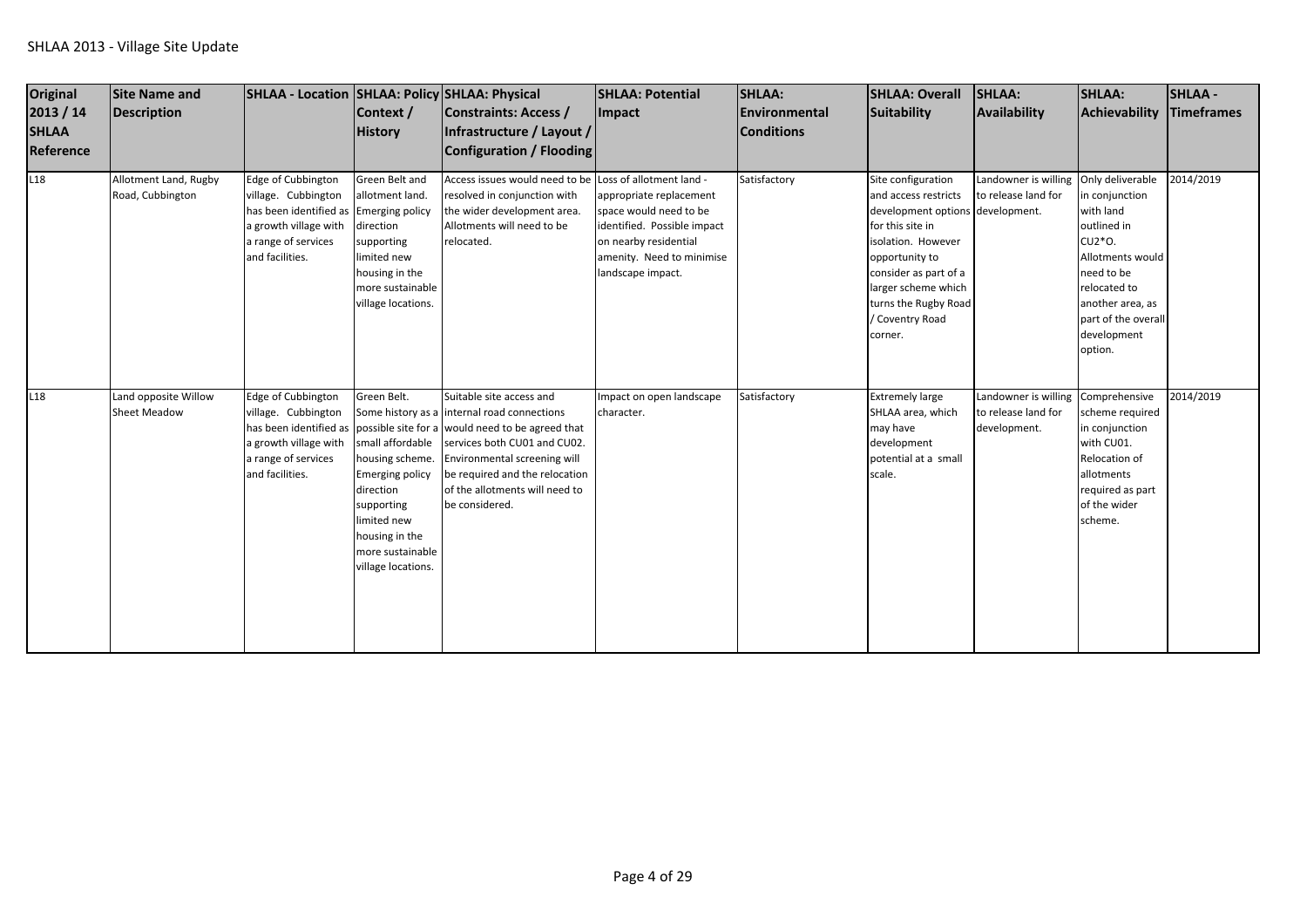SHLAA 2013 - Village Site Update

| Original 2013 / 14 SHLAA Reference | Site Name and Description | SHLAA - Location | SHLAA: Policy Context / History | SHLAA: Physical Constraints: Access / Infrastructure / Layout / Configuration / Flooding | SHLAA: Potential Impact | SHLAA: Environmental Conditions | SHLAA: Overall Suitability | SHLAA: Availability | SHLAA: Achievability | SHLAA - Timeframes |
|---|---|---|---|---|---|---|---|---|---|---|
| L18 | Allotment Land, Rugby Road, Cubbington | Edge of Cubbington village. Cubbington has been identified as a growth village with a range of services and facilities. | Green Belt and allotment land. Emerging policy direction supporting limited new housing in the more sustainable village locations. | Access issues would need to be resolved in conjunction with the wider development area. Allotments will need to be relocated. | Loss of allotment land - appropriate replacement space would need to be identified. Possible impact on nearby residential amenity. Need to minimise landscape impact. | Satisfactory | Site configuration and access restricts development options for this site in isolation. However opportunity to consider as part of a larger scheme which turns the Rugby Road / Coventry Road corner. | Landowner is willing to release land for development. | Only deliverable in conjunction with land outlined in CU2*O. Allotments would need to be relocated to another area, as part of the overall development option. | 2014/2019 |
| L18 | Land opposite Willow Sheet Meadow | Edge of Cubbington village. Cubbington has been identified as a growth village with a range of services and facilities. | Green Belt. Some history as a possible site for a small affordable housing scheme. Emerging policy direction supporting limited new housing in the more sustainable village locations. | Suitable site access and internal road connections would need to be agreed that services both CU01 and CU02. Environmental screening will be required and the relocation of the allotments will need to be considered. | Impact on open landscape character. | Satisfactory | Extremely large SHLAA area, which may have development potential at a small scale. | Landowner is willing to release land for development. | Comprehensive scheme required in conjunction with CU01. Relocation of allotments required as part of the wider scheme. | 2014/2019 |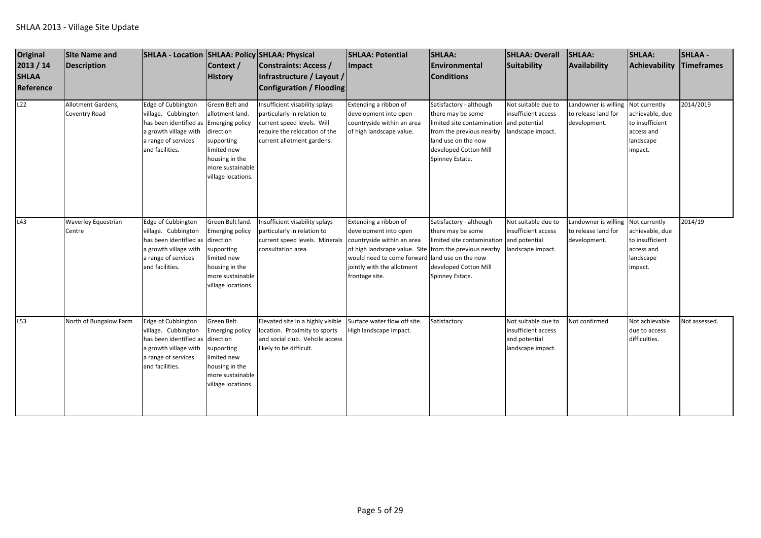SHLAA 2013 - Village Site Update

| Original 2013 / 14 SHLAA Reference | Site Name and Description | SHLAA - Location | SHLAA: Policy Context / History | SHLAA: Physical Constraints: Access / Infrastructure / Layout / Configuration / Flooding | SHLAA: Potential Impact | SHLAA: Environmental Conditions | SHLAA: Overall Suitability | SHLAA: Availability | SHLAA: Achievability | SHLAA - Timeframes |
|---|---|---|---|---|---|---|---|---|---|---|
| L22 | Allotment Gardens, Coventry Road | Edge of Cubbington village. Cubbington has been identified as a growth village with a range of services and facilities. | Green Belt and allotment land. Emerging policy direction supporting limited new housing in the more sustainable village locations. | Insufficient visability splays particularly in relation to current speed levels. Will require the relocation of the current allotment gardens. | Extending a ribbon of development into open countryside within an area of high landscape value. | Satisfactory - although there may be some limited site contamination from the previous nearby land use on the now developed Cotton Mill Spinney Estate. | Not suitable due to insufficient access and potential landscape impact. | Landowner is willing to release land for development. | Not currently achievable, due to insufficient access and landscape impact. | 2014/2019 |
| L43 | Waverley Equestrian Centre | Edge of Cubbington village. Cubbington has been identified as a growth village with a range of services and facilities. | Green Belt land. Emerging policy direction supporting limited new housing in the more sustainable village locations. | Insufficient visability splays particularly in relation to current speed levels. Minerals consultation area. | Extending a ribbon of development into open countryside within an area of high landscape value. Site would need to come forward jointly with the allotment frontage site. | Satisfactory - although there may be some limited site contamination from the previous nearby land use on the now developed Cotton Mill Spinney Estate. | Not suitable due to insufficient access and potential landscape impact. | Landowner is willing to release land for development. | Not currently achievable, due to insufficient access and landscape impact. | 2014/19 |
| L53 | North of Bungalow Farm | Edge of Cubbington village. Cubbington has been identified as a growth village with a range of services and facilities. | Green Belt. Emerging policy direction supporting limited new housing in the more sustainable village locations. | Elevated site in a highly visible location. Proximity to sports and social club. Vehcile access likely to be difficult. | Surface water flow off site. High landscape impact. | Satisfactory | Not suitable due to insufficient access and potential landscape impact. | Not confirmed | Not achievable due to access difficulties. | Not assessed. |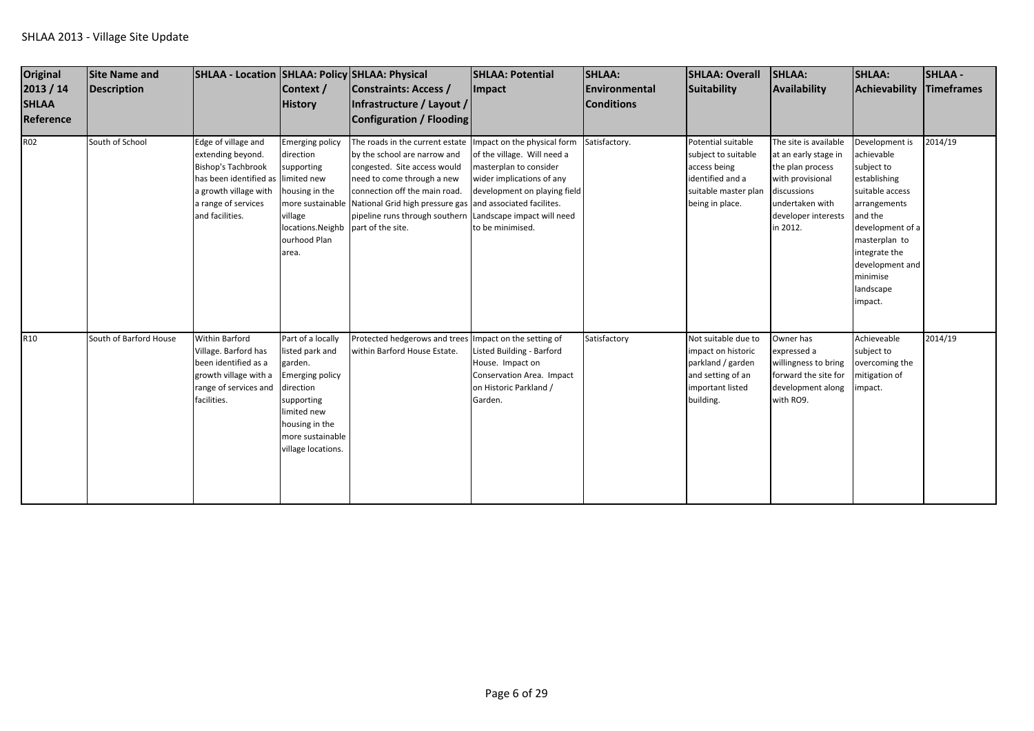SHLAA 2013 - Village Site Update

| Original 2013 / 14 SHLAA Reference | Site Name and Description | SHLAA - Location | SHLAA: Policy Context / History | SHLAA: Physical Constraints: Access / Infrastructure / Layout / Configuration / Flooding | SHLAA: Potential Impact | SHLAA: Environmental Conditions | SHLAA: Overall Suitability | SHLAA: Availability | SHLAA: Achievability | SHLAA - Timeframes |
|---|---|---|---|---|---|---|---|---|---|---|
| R02 | South of School | Edge of village and extending beyond. Bishop's Tachbrook has been identified as a growth village with a range of services and facilities. | Emerging policy direction supporting limited new housing in the more sustainable village locations.Neighbourhood Plan area. | The roads in the current estate by the school are narrow and congested. Site access would need to come through a new connection off the main road. National Grid high pressure gas pipeline runs through southern part of the site. | Impact on the physical form of the village. Will need a masterplan to consider wider implications of any development on playing field and associated facilites. Landscape impact will need to be minimised. | Satisfactory. | Potential suitable subject to suitable access being identified and a suitable master plan being in place. | The site is available at an early stage in the plan process with provisional discussions undertaken with developer interests in 2012. | Development is achievable subject to establishing suitable access arrangements and the development of a masterplan to integrate the development and minimise landscape impact. | 2014/19 |
| R10 | South of Barford House | Within Barford Village. Barford has been identified as a growth village with a range of services and facilities. | Part of a locally listed park and garden. Emerging policy direction supporting limited new housing in the more sustainable village locations. | Protected hedgerows and trees within Barford House Estate. | Impact on the setting of Listed Building - Barford House. Impact on Conservation Area. Impact on Historic Parkland / Garden. | Satisfactory | Not suitable due to impact on historic parkland / garden and setting of an important listed building. | Owner has expressed a willingness to bring forward the site for development along with RO9. | Achieveable subject to overcoming the mitigation of impact. | 2014/19 |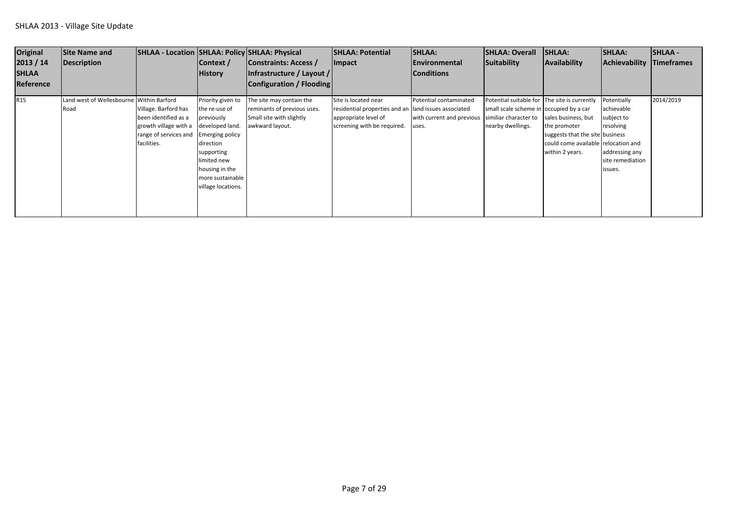SHLAA 2013 - Village Site Update

| Original 2013 / 14 SHLAA Reference | Site Name and Description | SHLAA - Location | SHLAA: Policy Context / History | SHLAA: Physical Constraints: Access / Infrastructure / Layout / Configuration / Flooding | SHLAA: Potential Impact | SHLAA: Environmental Conditions | SHLAA: Overall Suitability | SHLAA: Availability | SHLAA: Achievability | SHLAA - Timeframes |
|---|---|---|---|---|---|---|---|---|---|---|
| R15 | Land west of Wellesbourne Road | Within Barford Village. Barford has been identified as a growth village with a range of services and facilities. | Priority given to the re-use of previously developed land. Emerging policy direction supporting limited new housing in the more sustainable village locations. | The site may contain the reminants of previous uses. Small site with slightly awkward layout. | Site is located near residential properties and an appropriate level of screening with be required. | Potential contaminated land issues associated with current and previous uses. | Potential suitable for small scale scheme in similiar character to nearby dwellings. | The site is currently occupied by a car sales business, but the promoter suggests that the site could come available within 2 years. | Potentially achievable subject to resolving business relocation and addressing any site remediation issues. | 2014/2019 |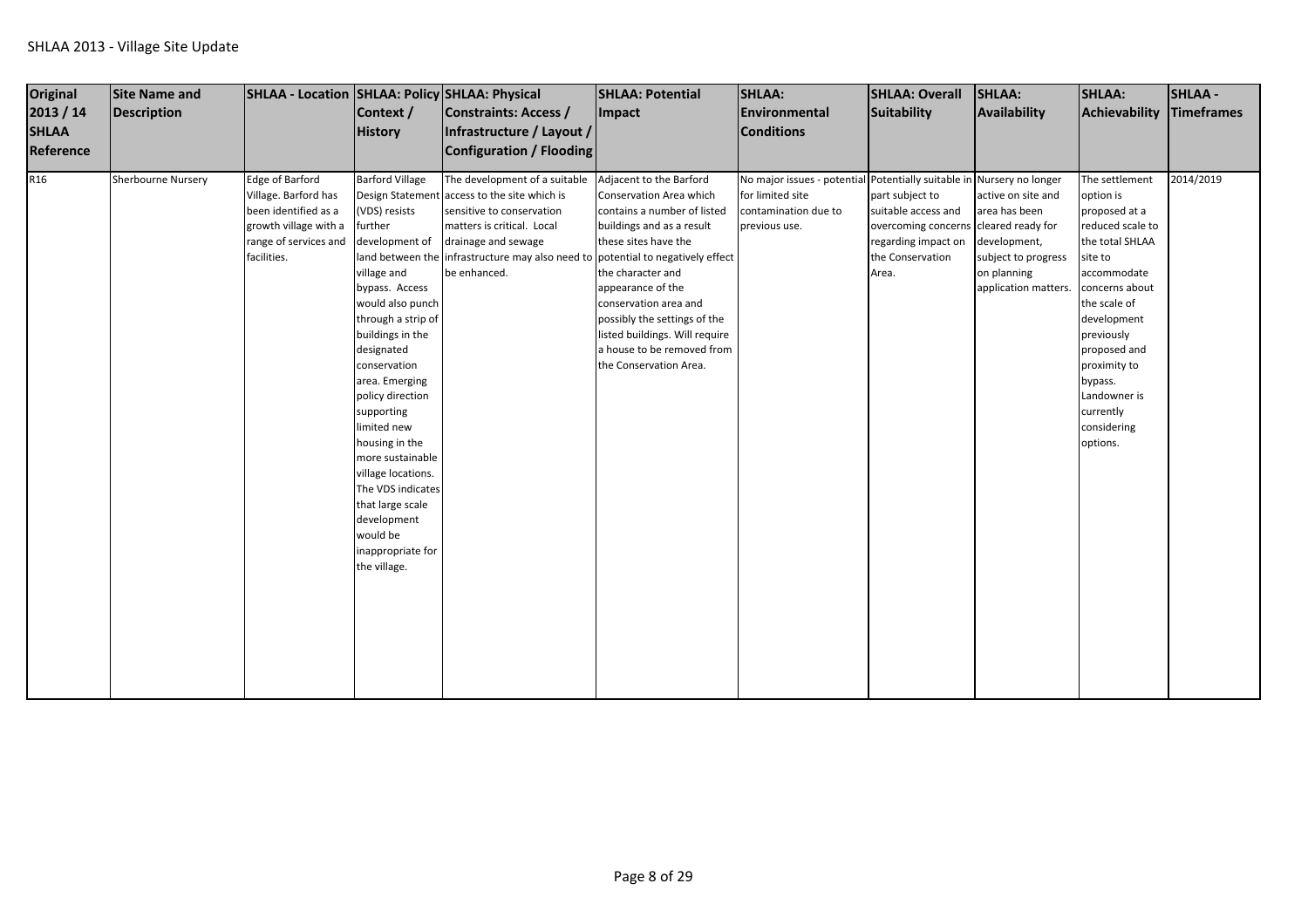SHLAA 2013 - Village Site Update

| Original 2013 / 14 SHLAA Reference | Site Name and Description | SHLAA - Location | SHLAA: Policy Context / History | SHLAA: Physical Constraints: Access / Infrastructure / Layout / Configuration / Flooding | SHLAA: Potential Impact | SHLAA: Environmental Conditions | SHLAA: Overall Suitability | SHLAA: Availability | SHLAA: Achievability | SHLAA - Timeframes |
|---|---|---|---|---|---|---|---|---|---|---|
| R16 | Sherbourne Nursery | Edge of Barford Village. Barford has been identified as a growth village with a range of services and facilities. | Barford Village Design Statement (VDS) resists further development of land between the village and bypass. Access would also punch through a strip of buildings in the designated conservation area. Emerging policy direction supporting limited new housing in the more sustainable village locations. The VDS indicates that large scale development would be inappropriate for the village. | The development of a suitable access to the site which is sensitive to conservation matters is critical. Local drainage and sewage infrastructure may also need to be enhanced. | Adjacent to the Barford Conservation Area which contains a number of listed buildings and as a result these sites have the potential to negatively effect the character and appearance of the conservation area and possibly the settings of the listed buildings. Will require a house to be removed from the Conservation Area. | No major issues - potential for limited site contamination due to previous use. | Potentially suitable in part subject to suitable access and overcoming concerns regarding impact on the Conservation Area. | Nursery no longer active on site and area has been cleared ready for development, subject to progress on planning application matters. | The settlement option is proposed at a reduced scale to the total SHLAA site to accommodate concerns about the scale of development previously proposed and proximity to bypass. Landowner is currently considering options. | 2014/2019 |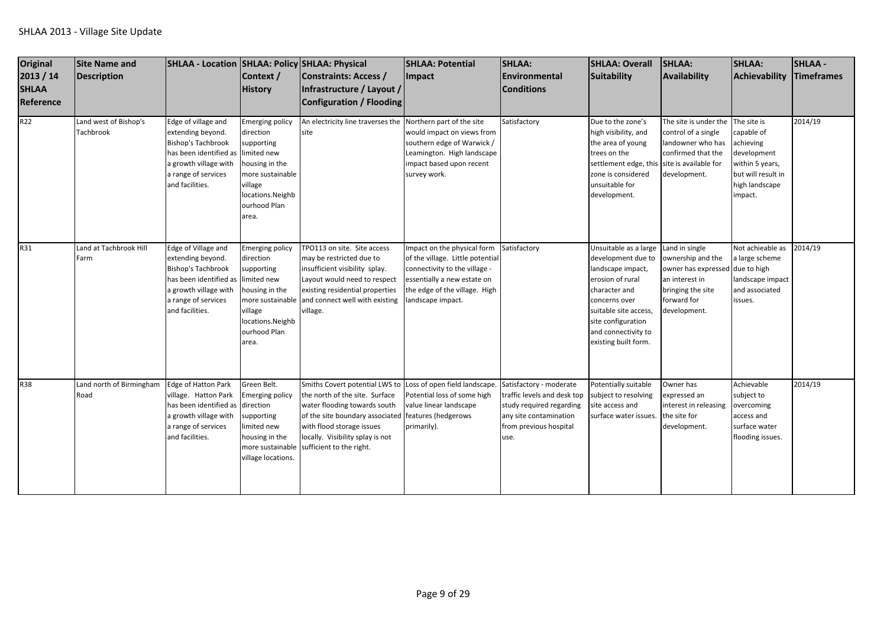SHLAA 2013 - Village Site Update

| Original 2013 / 14 SHLAA Reference | Site Name and Description | SHLAA - Location | SHLAA: Policy Context / History | SHLAA: Physical Constraints: Access / Infrastructure / Layout / Configuration / Flooding | SHLAA: Potential Impact | SHLAA: Environmental Conditions | SHLAA: Overall Suitability | SHLAA: Availability | SHLAA: Achievability | SHLAA - Timeframes |
|---|---|---|---|---|---|---|---|---|---|---|
| R22 | Land west of Bishop's Tachbrook | Edge of village and extending beyond. Bishop's Tachbrook has been identified as a growth village with a range of services and facilities. | Emerging policy direction supporting limited new housing in the more sustainable village locations.Neighbourhood Plan area. | An electricity line traverses the site | Northern part of the site would impact on views from southern edge of Warwick / Leamington. High landscape impact based upon recent survey work. | Satisfactory | Due to the zone's high visibility, and the area of young trees on the settlement edge, this zone is considered unsuitable for development. | The site is under the control of a single landowner who has confirmed that the site is available for development. | The site is capable of achieving development within 5 years, but will result in high landscape impact. | 2014/19 |
| R31 | Land at Tachbrook Hill Farm | Edge of Village and extending beyond. Bishop's Tachbrook has been identified as a growth village with a range of services and facilities. | Emerging policy direction supporting limited new housing in the more sustainable village locations.Neighbourhood Plan area. | TPO113 on site. Site access may be restricted due to insufficient visibility splay. Layout would need to respect existing residential properties and connect well with existing village. | Impact on the physical form of the village. Little potential connectivity to the village - essentially a new estate on the edge of the village. High landscape impact. | Satisfactory | Unsuitable as a large development due to landscape impact, erosion of rural character and concerns over suitable site access, site configuration and connectivity to existing built form. | Land in single ownership and the owner has expressed an interest in bringing the site forward for development. | Not achieable as a large scheme due to high landscape impact and associated issues. | 2014/19 |
| R38 | Land north of Birmingham Road | Edge of Hatton Park village. Hatton Park has been identified as a growth village with a range of services and facilities. | Green Belt. Emerging policy direction supporting limited new housing in the more sustainable village locations. | Smiths Covert potential LWS to the north of the site. Surface water flooding towards south of the site boundary associated with flood storage issues locally. Visibility splay is not sufficient to the right. | Loss of open field landscape. Potential loss of some high value linear landscape features (hedgerows primarily). | Satisfactory - moderate traffic levels and desk top study required regarding any site contamination from previous hospital use. | Potentially suitable subject to resolving site access and surface water issues. | Owner has expressed an interest in releasing the site for development. | Achievable subject to overcoming access and surface water flooding issues. | 2014/19 |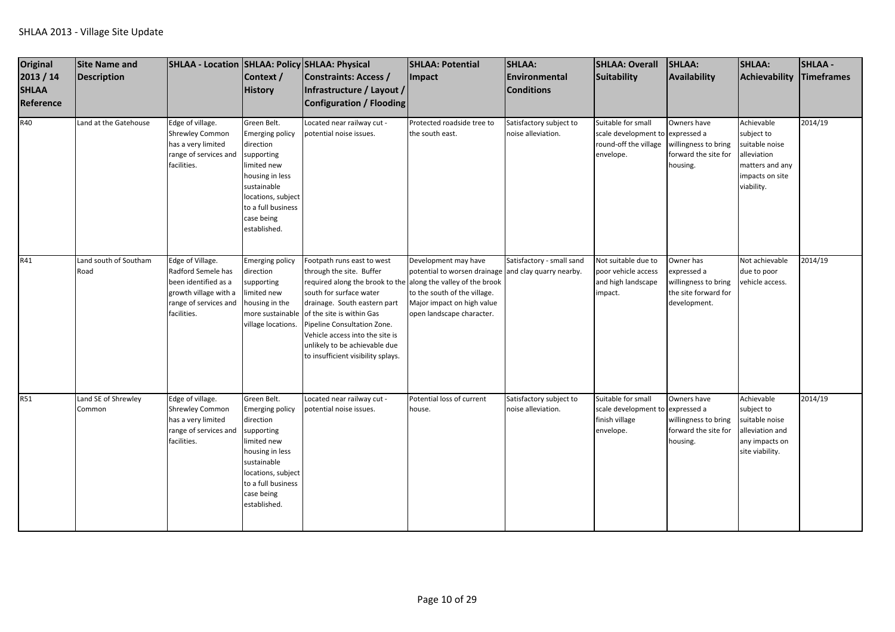SHLAA 2013 - Village Site Update

| Original 2013 / 14 SHLAA Reference | Site Name and Description | SHLAA - Location | SHLAA: Policy Context / History | SHLAA: Physical Constraints: Access / Infrastructure / Layout / Configuration / Flooding | SHLAA: Potential Impact | SHLAA: Environmental Conditions | SHLAA: Overall Suitability | SHLAA: Availability | SHLAA: Achievability | SHLAA - Timeframes |
|---|---|---|---|---|---|---|---|---|---|---|
| R40 | Land at the Gatehouse | Edge of village. Shrewley Common has a very limited range of services and facilities. | Green Belt. Emerging policy direction supporting limited new housing in less sustainable locations, subject to a full business case being established. | Located near railway cut - potential noise issues. | Protected roadside tree to the south east. | Satisfactory subject to noise alleviation. | Suitable for small scale development to round-off the village envelope. | Owners have expressed a willingness to bring forward the site for housing. | Achievable subject to suitable noise alleviation matters and any impacts on site viability. | 2014/19 |
| R41 | Land south of Southam Road | Edge of Village. Radford Semele has been identified as a growth village with a range of services and facilities. | Emerging policy direction supporting limited new housing in the more sustainable village locations. | Footpath runs east to west through the site. Buffer required along the brook to the south for surface water drainage. South eastern part of the site is within Gas Pipeline Consultation Zone. Vehicle access into the site is unlikely to be achievable due to insufficient visibility splays. | Development may have potential to worsen drainage along the valley of the brook to the south of the village. Major impact on high value open landscape character. | Satisfactory - small sand and clay quarry nearby. | Not suitable due to poor vehicle access and high landscape impact. | Owner has expressed a willingness to bring the site forward for development. | Not achievable due to poor vehicle access. | 2014/19 |
| R51 | Land SE of Shrewley Common | Edge of village. Shrewley Common has a very limited range of services and facilities. | Green Belt. Emerging policy direction supporting limited new housing in less sustainable locations, subject to a full business case being established. | Located near railway cut - potential noise issues. | Potential loss of current house. | Satisfactory subject to noise alleviation. | Suitable for small scale development to finish village envelope. | Owners have expressed a willingness to bring forward the site for housing. | Achievable subject to suitable noise alleviation and any impacts on site viability. | 2014/19 |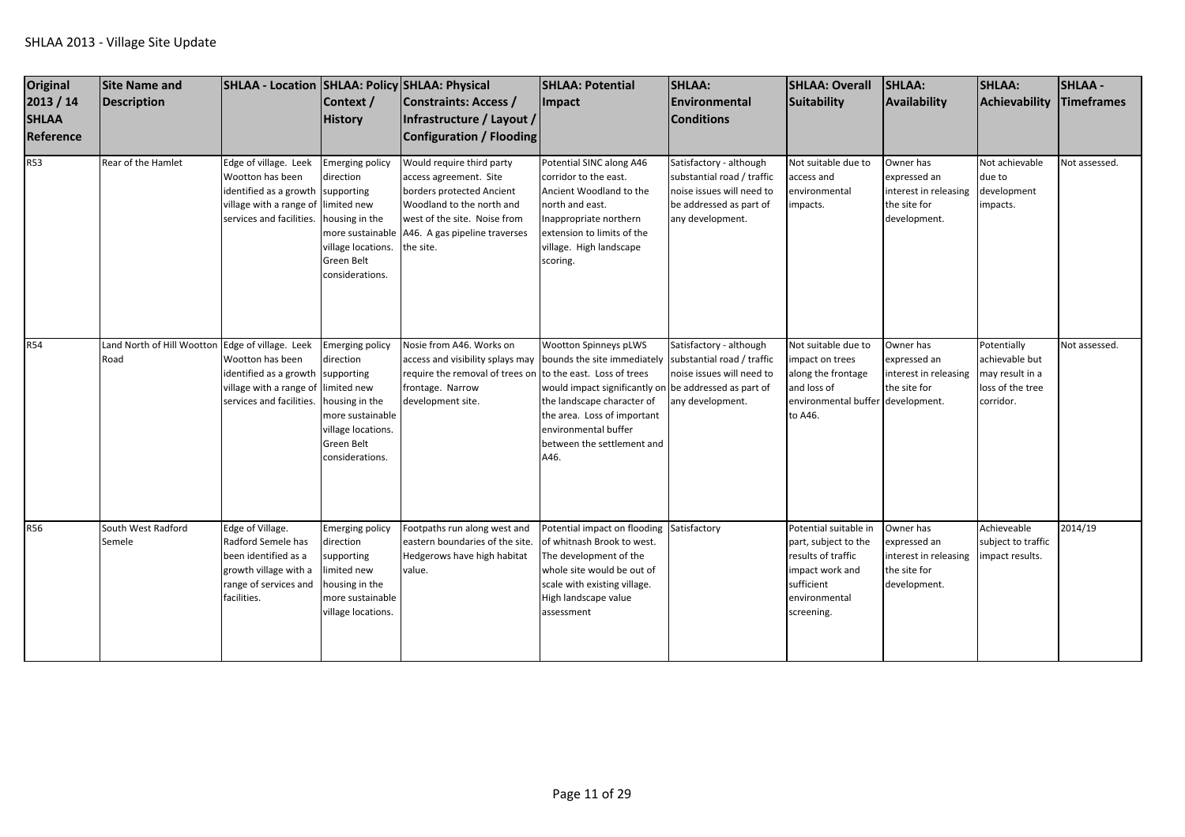| Original 2013 / 14 SHLAA Reference | Site Name and Description | SHLAA - Location | SHLAA: Policy Context / History | SHLAA: Physical Constraints: Access / Infrastructure / Layout / Configuration / Flooding | SHLAA: Potential Impact | SHLAA: Environmental Conditions | SHLAA: Overall Suitability | SHLAA: Availability | SHLAA: Achievability | SHLAA - Timeframes |
|---|---|---|---|---|---|---|---|---|---|---|
| R53 | Rear of the Hamlet | Edge of village. Leek Wootton has been identified as a growth village with a range of services and facilities. | Emerging policy direction supporting limited new housing in the more sustainable village locations. Green Belt considerations. | Would require third party access agreement. Site borders protected Ancient Woodland to the north and west of the site. Noise from A46. A gas pipeline traverses the site. | Potential SINC along A46 corridor to the east. Ancient Woodland to the north and east. Inappropriate northern extension to limits of the village. High landscape scoring. | Satisfactory - although substantial road / traffic noise issues will need to be addressed as part of any development. | Not suitable due to access and environmental impacts. | Owner has expressed an interest in releasing the site for development. | Not achievable due to development impacts. | Not assessed. |
| R54 | Land North of Hill Wootton Road | Edge of village. Leek Wootton has been identified as a growth village with a range of services and facilities. | Emerging policy direction supporting limited new housing in the more sustainable village locations. Green Belt considerations. | Nosie from A46. Works on access and visibility splays may require the removal of trees on frontage. Narrow development site. | Wootton Spinneys pLWS bounds the site immediately to the east. Loss of trees would impact significantly on the landscape character of the area. Loss of important environmental buffer between the settlement and A46. | Satisfactory - although substantial road / traffic noise issues will need to be addressed as part of any development. | Not suitable due to impact on trees along the frontage and loss of environmental buffer to A46. | Owner has expressed an interest in releasing the site for development. | Potentially achievable but may result in a loss of the tree corridor. | Not assessed. |
| R56 | South West Radford Semele | Edge of Village. Radford Semele has been identified as a growth village with a range of services and facilities. | Emerging policy direction supporting limited new housing in the more sustainable village locations. | Footpaths run along west and eastern boundaries of the site. Hedgerows have high habitat value. | Potential impact on flooding of whitnash Brook to west. The development of the whole site would be out of scale with existing village. High landscape value assessment | Satisfactory | Potential suitable in part, subject to the results of traffic impact work and sufficient environmental screening. | Owner has expressed an interest in releasing the site for development. | Achieveable subject to traffic impact results. | 2014/19 |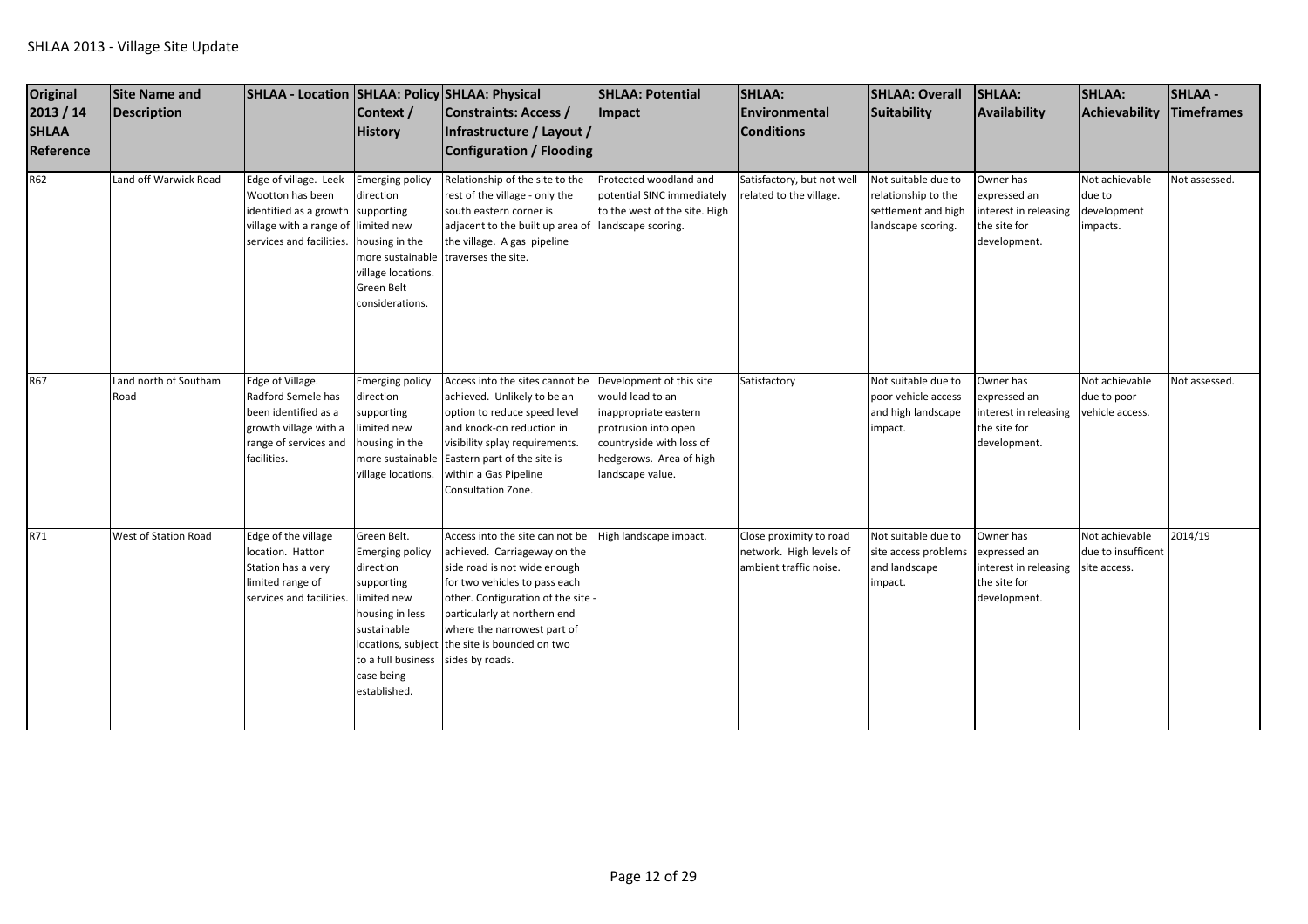| Original 2013 / 14 SHLAA Reference | Site Name and Description | SHLAA - Location | SHLAA: Policy Context / History | SHLAA: Physical Constraints: Access / Infrastructure / Layout / Configuration / Flooding | SHLAA: Potential Impact | SHLAA: Environmental Conditions | SHLAA: Overall Suitability | SHLAA: Availability | SHLAA: Achievability | SHLAA - Timeframes |
|---|---|---|---|---|---|---|---|---|---|---|
| R62 | Land off Warwick Road | Edge of village. Leek Wootton has been identified as a growth village with a range of services and facilities. | Emerging policy direction supporting limited new housing in the more sustainable village locations. Green Belt considerations. | Relationship of the site to the rest of the village - only the south eastern corner is adjacent to the built up area of the village. A gas pipeline traverses the site. | Protected woodland and potential SINC immediately to the west of the site. High landscape scoring. | Satisfactory, but not well related to the village. | Not suitable due to relationship to the settlement and high landscape scoring. | Owner has expressed an interest in releasing the site for development. | Not achievable due to development impacts. | Not assessed. |
| R67 | Land north of Southam Road | Edge of Village. Radford Semele has been identified as a growth village with a range of services and facilities. | Emerging policy direction supporting limited new housing in the more sustainable village locations. | Access into the sites cannot be achieved. Unlikely to be an option to reduce speed level and knock-on reduction in visibility splay requirements. Eastern part of the site is within a Gas Pipeline Consultation Zone. | Development of this site would lead to an inappropriate eastern protrusion into open countryside with loss of hedgerows. Area of high landscape value. | Satisfactory | Not suitable due to poor vehicle access and high landscape impact. | Owner has expressed an interest in releasing the site for development. | Not achievable due to poor vehicle access. | Not assessed. |
| R71 | West of Station Road | Edge of the village location. Hatton Station has a very limited range of services and facilities. | Green Belt. Emerging policy direction supporting limited new housing in less sustainable locations, subject to a full business case being established. | Access into the site can not be achieved. Carriageway on the side road is not wide enough for two vehicles to pass each other. Configuration of the site - particularly at northern end where the narrowest part of the site is bounded on two sides by roads. | High landscape impact. | Close proximity to road network. High levels of ambient traffic noise. | Not suitable due to site access problems and landscape impact. | Owner has expressed an interest in releasing the site for development. | Not achievable due to insufficent site access. | 2014/19 |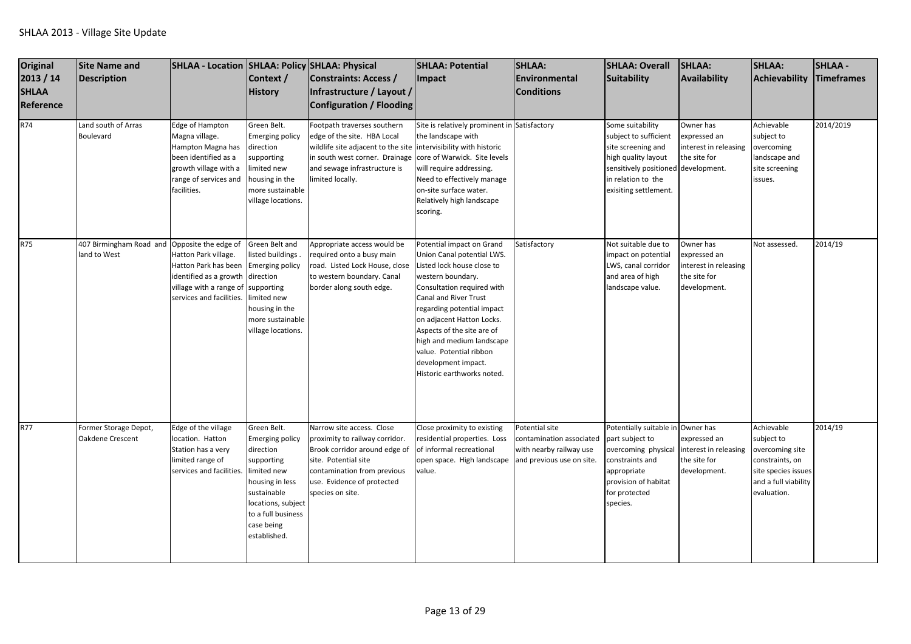SHLAA 2013 - Village Site Update

| Original 2013 / 14 SHLAA Reference | Site Name and Description | SHLAA - Location | SHLAA: Policy Context / History | SHLAA: Physical Constraints: Access / Infrastructure / Layout / Configuration / Flooding | SHLAA: Potential Impact | SHLAA: Environmental Conditions | SHLAA: Overall Suitability | SHLAA: Availability | SHLAA: Achievability | SHLAA - Timeframes |
|---|---|---|---|---|---|---|---|---|---|---|
| R74 | Land south of Arras Boulevard | Edge of Hampton Magna village. Hampton Magna has been identified as a growth village with a range of services and facilities. | Green Belt. Emerging policy direction supporting limited new housing in the more sustainable village locations. | Footpath traverses southern edge of the site. HBA Local wildlife site adjacent to the site in south west corner. Drainage and sewage infrastructure is limited locally. | Site is relatively prominent in the landscape with intervisibility with historic core of Warwick. Site levels will require addressing. Need to effectively manage on-site surface water. Relatively high landscape scoring. | Satisfactory | Some suitability subject to sufficient site screening and high quality layout sensitively positioned in relation to the exisiting settlement. | Owner has expressed an interest in releasing the site for development. | Achievable subject to overcoming landscape and site screening issues. | 2014/2019 |
| R75 | 407 Birmingham Road and land to West | Opposite the edge of Hatton Park village. Hatton Park has been identified as a growth village with a range of services and facilities. | Green Belt and listed buildings . Emerging policy direction supporting limited new housing in the more sustainable village locations. | Appropriate access would be required onto a busy main road. Listed Lock House, close to western boundary. Canal border along south edge. | Potential impact on Grand Union Canal potential LWS. Listed lock house close to western boundary. Consultation required with Canal and River Trust regarding potential impact on adjacent Hatton Locks. Aspects of the site are of high and medium landscape value. Potential ribbon development impact. Historic earthworks noted. | Satisfactory | Not suitable due to impact on potential LWS, canal corridor and area of high landscape value. | Owner has expressed an interest in releasing the site for development. | Not assessed. | 2014/19 |
| R77 | Former Storage Depot, Oakdene Crescent | Edge of the village location. Hatton Station has a very limited range of services and facilities. | Green Belt. Emerging policy direction supporting limited new housing in less sustainable locations, subject to a full business case being established. | Narrow site access. Close proximity to railway corridor. Brook corridor around edge of site. Potential site contamination from previous use. Evidence of protected species on site. | Close proximity to existing residential properties. Loss of informal recreational open space. High landscape value. | Potential site contamination associated with nearby railway use and previous use on site. | Potentially suitable in part subject to overcoming physical constraints and appropriate provision of habitat for protected species. | Owner has expressed an interest in releasing the site for development. | Achievable subject to overcoming site constraints, on site species issues and a full viability evaluation. | 2014/19 |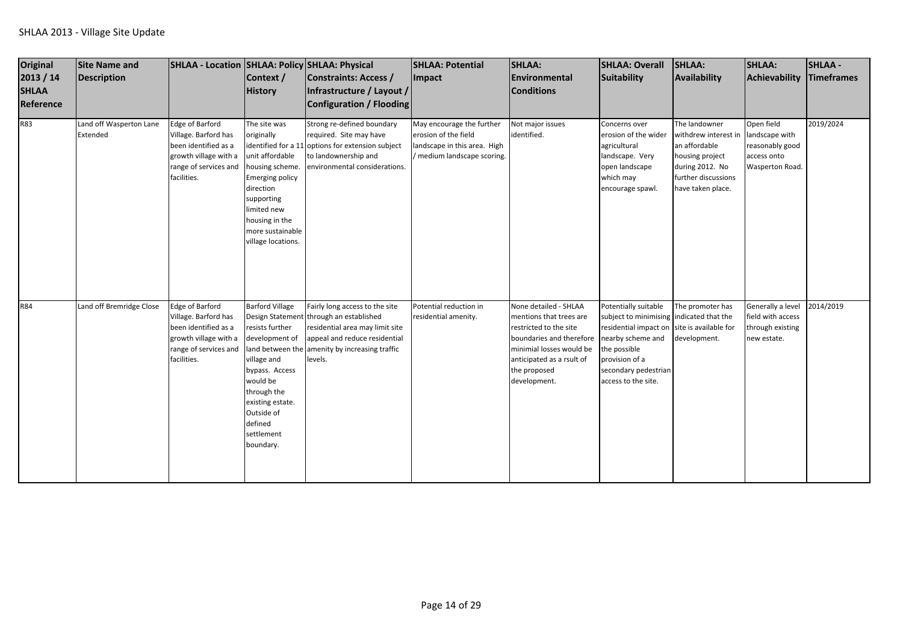SHLAA 2013 - Village Site Update

| Original 2013 / 14 SHLAA Reference | Site Name and Description | SHLAA - Location | SHLAA: Policy Context / History | SHLAA: Physical Constraints: Access / Infrastructure / Layout / Configuration / Flooding | SHLAA: Potential Impact | SHLAA: Environmental Conditions | SHLAA: Overall Suitability | SHLAA: Availability | SHLAA: Achievability | SHLAA - Timeframes |
|---|---|---|---|---|---|---|---|---|---|---|
| R83 | Land off Wasperton Lane Extended | Edge of Barford Village. Barford has been identified as a growth village with a range of services and facilities. | The site was originally identified for a 11 unit affordable housing scheme. Emerging policy direction supporting limited new housing in the more sustainable village locations. | Strong re-defined boundary required. Site may have options for extension subject to landownership and environmental considerations. | May encourage the further erosion of the field landscape in this area. High / medium landscape scoring. | Not major issues identified. | Concerns over erosion of the wider agricultural landscape. Very open landscape which may encourage spawl. | The landowner withdrew interest in an affordable housing project during 2012. No further discussions have taken place. | Open field landscape with reasonably good access onto Wasperton Road. | 2019/2024 |
| R84 | Land off Bremridge Close | Edge of Barford Village. Barford has been identified as a growth village with a range of services and facilities. | Barford Village Design Statement resists further development of land between the village and bypass. Access would be through the existing estate. Outside of defined settlement boundary. | Fairly long access to the site through an established residential area may limit site appeal and reduce residential amenity by increasing traffic levels. | Potential reduction in residential amenity. | None detailed - SHLAA mentions that trees are restricted to the site boundaries and therefore minimial losses would be anticipated as a rsult of the proposed development. | Potentially suitable subject to minimising residential impact on nearby scheme and the possible provision of a secondary pedestrian access to the site. | The promoter has indicated that the site is available for development. | Generally a level field with access through existing new estate. | 2014/2019 |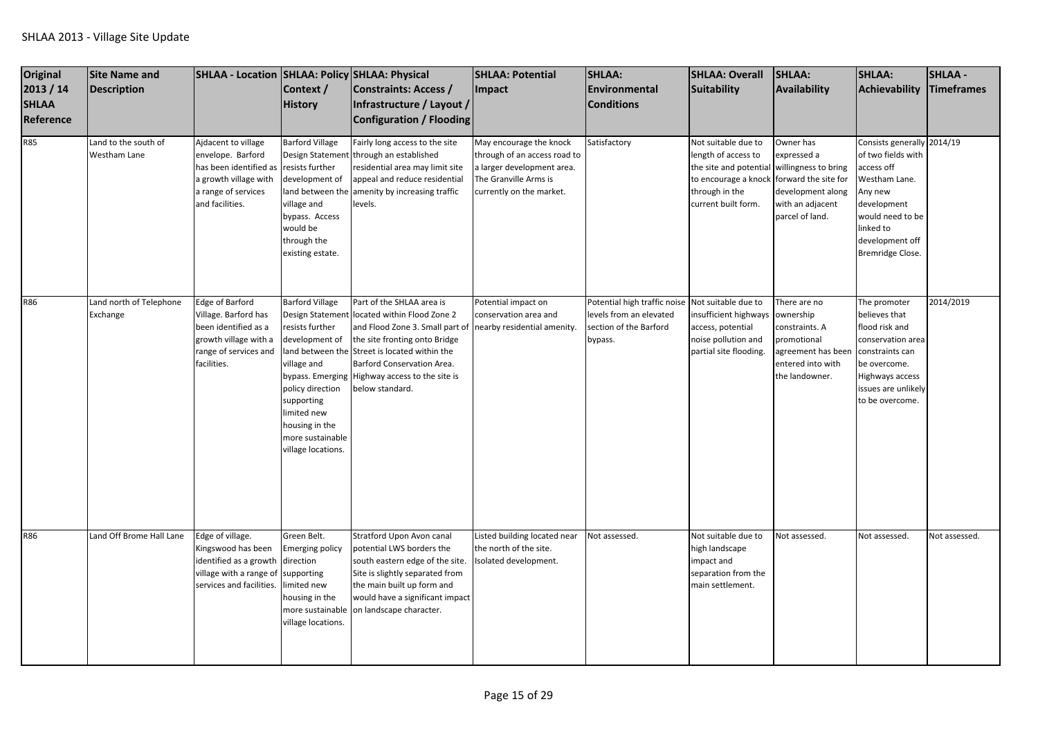SHLAA 2013 - Village Site Update

| Original 2013 / 14 SHLAA Reference | Site Name and Description | SHLAA - Location | SHLAA: Policy Context / History | SHLAA: Physical Constraints: Access / Infrastructure / Layout / Configuration / Flooding | SHLAA: Potential Impact | SHLAA: Environmental Conditions | SHLAA: Overall Suitability | SHLAA: Availability | SHLAA: Achievability | SHLAA - Timeframes |
|---|---|---|---|---|---|---|---|---|---|---|
| R85 | Land to the south of Westham Lane | Ajdacent to village envelope. Barford has been identified as a growth village with a range of services and facilities. | Barford Village Design Statement resists further development of land between the village and bypass. Access would be through the existing estate. | Fairly long access to the site through an established residential area may limit site appeal and reduce residential amenity by increasing traffic levels. | May encourage the knock through of an access road to a larger development area. The Granville Arms is currently on the market. | Satisfactory | Not suitable due to length of access to the site and potential to encourage a knock through in the current built form. | Owner has expressed a willingness to bring forward the site for development along with an adjacent parcel of land. | Consists generally of two fields with access off Westham Lane. Any new development would need to be linked to development off Bremridge Close. | 2014/19 |
| R86 | Land north of Telephone Exchange | Edge of Barford Village. Barford has been identified as a growth village with a range of services and facilities. | Barford Village Design Statement resists further development of land between the village and bypass. Emerging policy direction supporting limited new housing in the more sustainable village locations. | Part of the SHLAA area is located within Flood Zone 2 and Flood Zone 3. Small part of the site fronting onto Bridge Street is located within the Barford Conservation Area. Highway access to the site is below standard. | Potential impact on conservation area and nearby residential amenity. | Potential high traffic noise levels from an elevated section of the Barford bypass. | Not suitable due to insufficient highways access, potential noise pollution and partial site flooding. | There are no ownership constraints. A promotional agreement has been entered into with the landowner. | The promoter believes that flood risk and conservation area constraints can be overcome. Highways access issues are unlikely to be overcome. | 2014/2019 |
| R86 | Land Off Brome Hall Lane | Edge of village. Kingswood has been identified as a growth village with a range of services and facilities. | Green Belt. Emerging policy direction supporting limited new housing in the more sustainable village locations. | Stratford Upon Avon canal potential LWS borders the south eastern edge of the site. Site is slightly separated from the main built up form and would have a significant impact on landscape character. | Listed building located near the north of the site. Isolated development. | Not assessed. | Not suitable due to high landscape impact and separation from the main settlement. | Not assessed. | Not assessed. | Not assessed. |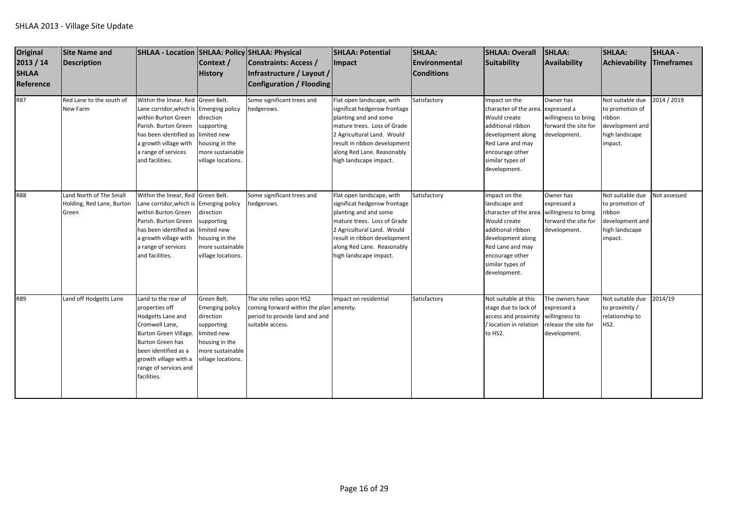SHLAA 2013 - Village Site Update

| Original 2013 / 14 SHLAA Reference | Site Name and Description | SHLAA - Location | SHLAA: Policy Context / History | SHLAA: Physical Constraints: Access / Infrastructure / Layout / Configuration / Flooding | SHLAA: Potential Impact | SHLAA: Environmental Conditions | SHLAA: Overall Suitability | SHLAA: Availability | SHLAA: Achievability | SHLAA - Timeframes |
|---|---|---|---|---|---|---|---|---|---|---|
| R87 | Red Lane to the south of New Farm | Within the linear, Red Lane corridor,which is within Burton Green Parish. Burton Green has been identified as a growth village with a range of services and facilities. | Green Belt. Emerging policy direction supporting limited new housing in the more sustainable village locations. | Some significant trees and hedgerows. | Flat open landscape, with significat hedgerow frontage planting and and some mature trees. Loss of Grade 2 Agricultural Land. Would result in ribbon development along Red Lane. Reasonably high landscape impact. | Satisfactory | Impact on the character of the area. Would create additional ribbon development along Red Lane and may encourage other similar types of development. | Owner has expressed a willingness to bring forward the site for development. | Not suitable due to promotion of ribbon development and high landscape impact. | 2014 / 2019 |
| R88 | Land North of The Small Holding, Red Lane, Burton Green | Within the linear, Red Lane corridor,which is within Burton Green Parish. Burton Green has been identified as a growth village with a range of services and facilities. | Green Belt. Emerging policy direction supporting limited new housing in the more sustainable village locations. | Some significant trees and hedgerows. | Flat open landscape, with significat hedgerow frontage planting and and some mature trees. Loss of Grade 2 Agricultural Land. Would result in ribbon development along Red Lane. Reasonably high landscape impact. | Satisfactory | Impact on the landscape and character of the area. Would create additional ribbon development along Red Lane and may encourage other similar types of development. | Owner has expressed a willingness to bring forward the site for development. | Not suitable due to promotion of ribbon development and high landscape impact. | Not assessed |
| R89 | Land off Hodgetts Lane | Land to the rear of properties off Hodgetts Lane and Cromwell Lane, Burton Green Village. Burton Green has been identified as a growth village with a range of services and facilities. | Green Belt. Emerging policy direction supporting limited new housing in the more sustainable village locations. | The site relies upon HS2 coming forward within the plan period to provide land and and suitable access. | Impact on residential amenity. | Satisfactory | Not suitable at this stage due to lack of access and proximity / location in relation to HS2. | The owners have expressed a willingness to release the site for development. | Not suitable due to proximity / relationship to HS2. | 2014/19 |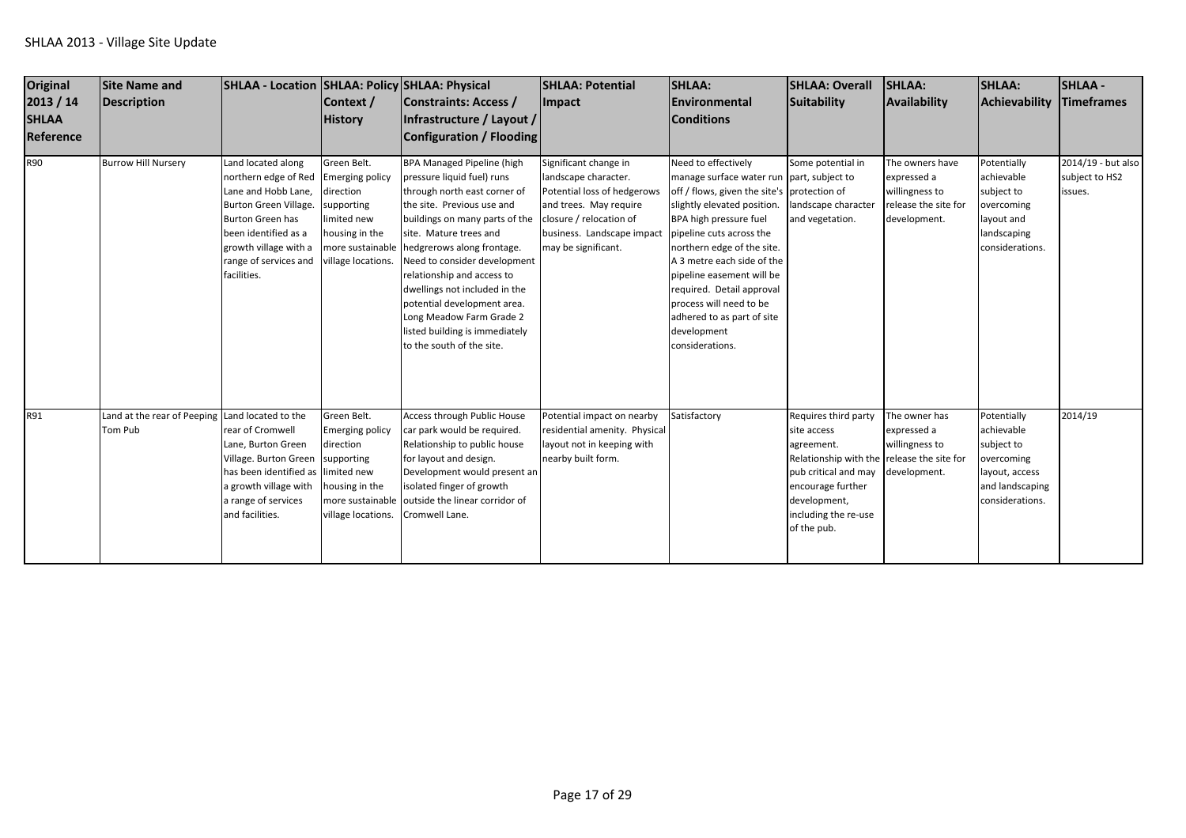SHLAA 2013 - Village Site Update

| Original 2013 / 14 SHLAA Reference | Site Name and Description | SHLAA - Location | SHLAA: Policy Context / History | SHLAA: Physical Constraints: Access / Infrastructure / Layout / Configuration / Flooding | SHLAA: Potential Impact | SHLAA: Environmental Conditions | SHLAA: Overall Suitability | SHLAA: Availability | SHLAA: Achievability | SHLAA - Timeframes |
|---|---|---|---|---|---|---|---|---|---|---|
| R90 | Burrow Hill Nursery | Land located along northern edge of Red Lane and Hobb Lane, Burton Green Village. Burton Green has been identified as a growth village with a range of services and facilities. | Green Belt. Emerging policy direction supporting limited new housing in the more sustainable village locations. | BPA Managed Pipeline (high pressure liquid fuel) runs through north east corner of the site. Previous use and buildings on many parts of the site. Mature trees and hedgrerows along frontage. Need to consider development relationship and access to dwellings not included in the potential development area. Long Meadow Farm Grade 2 listed building is immediately to the south of the site. | Significant change in landscape character. Potential loss of hedgerows and trees. May require closure / relocation of business. Landscape impact may be significant. | Need to effectively manage surface water run off / flows, given the site's slightly elevated position. BPA high pressure fuel pipeline cuts across the northern edge of the site. A 3 metre each side of the pipeline easement will be required. Detail approval process will need to be adhered to as part of site development considerations. | Some potential in part, subject to protection of landscape character and vegetation. | The owners have expressed a willingness to release the site for development. | Potentially achievable subject to overcoming layout and landscaping considerations. | 2014/19 - but also subject to HS2 issues. |
| R91 | Land at the rear of Peeping Tom Pub | Land located to the rear of Cromwell Lane, Burton Green Village. Burton Green has been identified as a growth village with a range of services and facilities. | Green Belt. Emerging policy direction supporting limited new housing in the more sustainable village locations. | Access through Public House car park would be required. Relationship to public house for layout and design. Development would present an isolated finger of growth outside the linear corridor of Cromwell Lane. | Potential impact on nearby residential amenity. Physical layout not in keeping with nearby built form. | Satisfactory | Requires third party site access agreement. Relationship with the pub critical and may encourage further development, including the re-use of the pub. | The owner has expressed a willingness to release the site for development. | Potentially achievable subject to overcoming layout, access and landscaping considerations. | 2014/19 |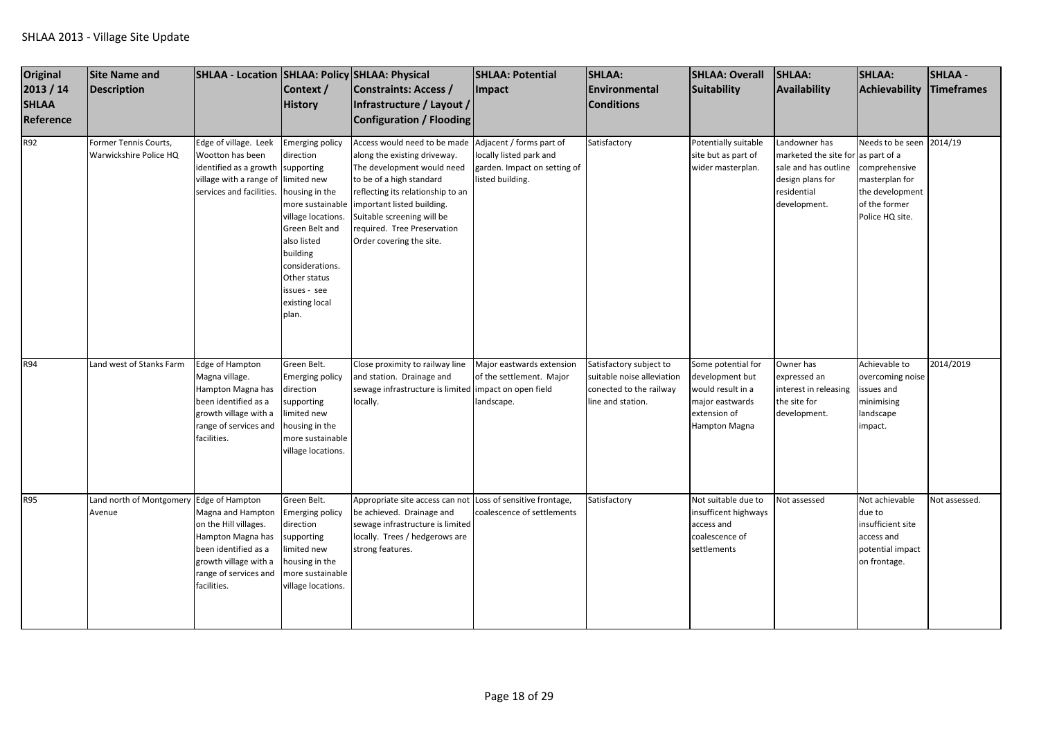SHLAA 2013 - Village Site Update

| Original 2013 / 14 SHLAA Reference | Site Name and Description | SHLAA - Location | SHLAA: Policy Context / History | SHLAA: Physical Constraints: Access / Infrastructure / Layout / Configuration / Flooding | SHLAA: Potential Impact | SHLAA: Environmental Conditions | SHLAA: Overall Suitability | SHLAA: Availability | SHLAA: Achievability | SHLAA - Timeframes |
|---|---|---|---|---|---|---|---|---|---|---|
| R92 | Former Tennis Courts, Warwickshire Police HQ | Edge of village. Leek Wootton has been identified as a growth village with a range of services and facilities. | Emerging policy direction supporting limited new housing in the more sustainable village locations. Green Belt and also listed building considerations. Other status issues - see existing local plan. | Access would need to be made along the existing driveway. The development would need to be of a high standard reflecting its relationship to an important listed building. Suitable screening will be required. Tree Preservation Order covering the site. | Adjacent / forms part of locally listed park and garden. Impact on setting of listed building. | Satisfactory | Potentially suitable site but as part of wider masterplan. | Landowner has marketed the site for sale and has outline design plans for residential development. | Needs to be seen as part of a comprehensive masterplan for the development of the former Police HQ site. | 2014/19 |
| R94 | Land west of Stanks Farm | Edge of Hampton Magna village. Hampton Magna has been identified as a growth village with a range of services and facilities. | Green Belt. Emerging policy direction supporting limited new housing in the more sustainable village locations. | Close proximity to railway line and station. Drainage and sewage infrastructure is limited locally. | Major eastwards extension of the settlement. Major impact on open field landscape. | Satisfactory subject to suitable noise alleviation conected to the railway line and station. | Some potential for development but would result in a major eastwards extension of Hampton Magna | Owner has expressed an interest in releasing the site for development. | Achievable to overcoming noise issues and minimising landscape impact. | 2014/2019 |
| R95 | Land north of Montgomery Avenue | Edge of Hampton Magna and Hampton on the Hill villages. Hampton Magna has been identified as a growth village with a range of services and facilities. | Green Belt. Emerging policy direction supporting limited new housing in the more sustainable village locations. | Appropriate site access can not be achieved. Drainage and sewage infrastructure is limited locally. Trees / hedgerows are strong features. | Loss of sensitive frontage, coalescence of settlements | Satisfactory | Not suitable due to insufficent highways access and coalescence of settlements | Not assessed | Not achievable due to insufficient site access and potential impact on frontage. | Not assessed. |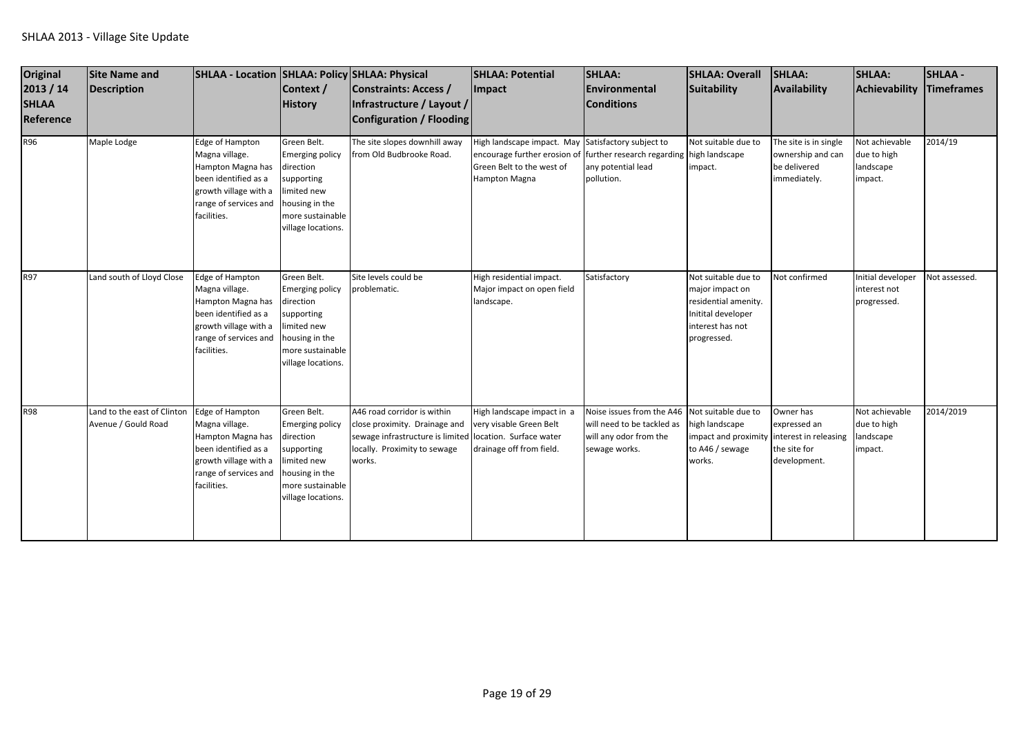SHLAA 2013 - Village Site Update

| Original 2013 / 14 SHLAA Reference | Site Name and Description | SHLAA - Location | SHLAA: Policy Context / History | SHLAA: Physical Constraints: Access / Infrastructure / Layout / Configuration / Flooding | SHLAA: Potential Impact | SHLAA: Environmental Conditions | SHLAA: Overall Suitability | SHLAA: Availability | SHLAA: Achievability | SHLAA - Timeframes |
|---|---|---|---|---|---|---|---|---|---|---|
| R96 | Maple Lodge | Edge of Hampton Magna village. Hampton Magna has been identified as a growth village with a range of services and facilities. | Green Belt. Emerging policy direction supporting limited new housing in the more sustainable village locations. | The site slopes downhill away from Old Budbrooke Road. | High landscape impact. May encourage further erosion of Green Belt to the west of Hampton Magna | Satisfactory subject to further research regarding any potential lead pollution. | Not suitable due to high landscape impact. | The site is in single ownership and can be delivered immediately. | Not achievable due to high landscape impact. | 2014/19 |
| R97 | Land south of Lloyd Close | Edge of Hampton Magna village. Hampton Magna has been identified as a growth village with a range of services and facilities. | Green Belt. Emerging policy direction supporting limited new housing in the more sustainable village locations. | Site levels could be problematic. | High residential impact. Major impact on open field landscape. | Satisfactory | Not suitable due to major impact on residential amenity. Initial developer interest has not progressed. | Not confirmed | Initial developer interest not progressed. | Not assessed. |
| R98 | Land to the east of Clinton Avenue / Gould Road | Edge of Hampton Magna village. Hampton Magna has been identified as a growth village with a range of services and facilities. | Green Belt. Emerging policy direction supporting limited new housing in the more sustainable village locations. | A46 road corridor is within close proximity. Drainage and sewage infrastructure is limited locally. Proximity to sewage works. | High landscape impact in a very visable Green Belt location. Surface water drainage off from field. | Noise issues from the A46 will need to be tackled as will any odor from the sewage works. | Not suitable due to high landscape impact and proximity to A46 / sewage works. | Owner has expressed an interest in releasing the site for development. | Not achievable due to high landscape impact. | 2014/2019 |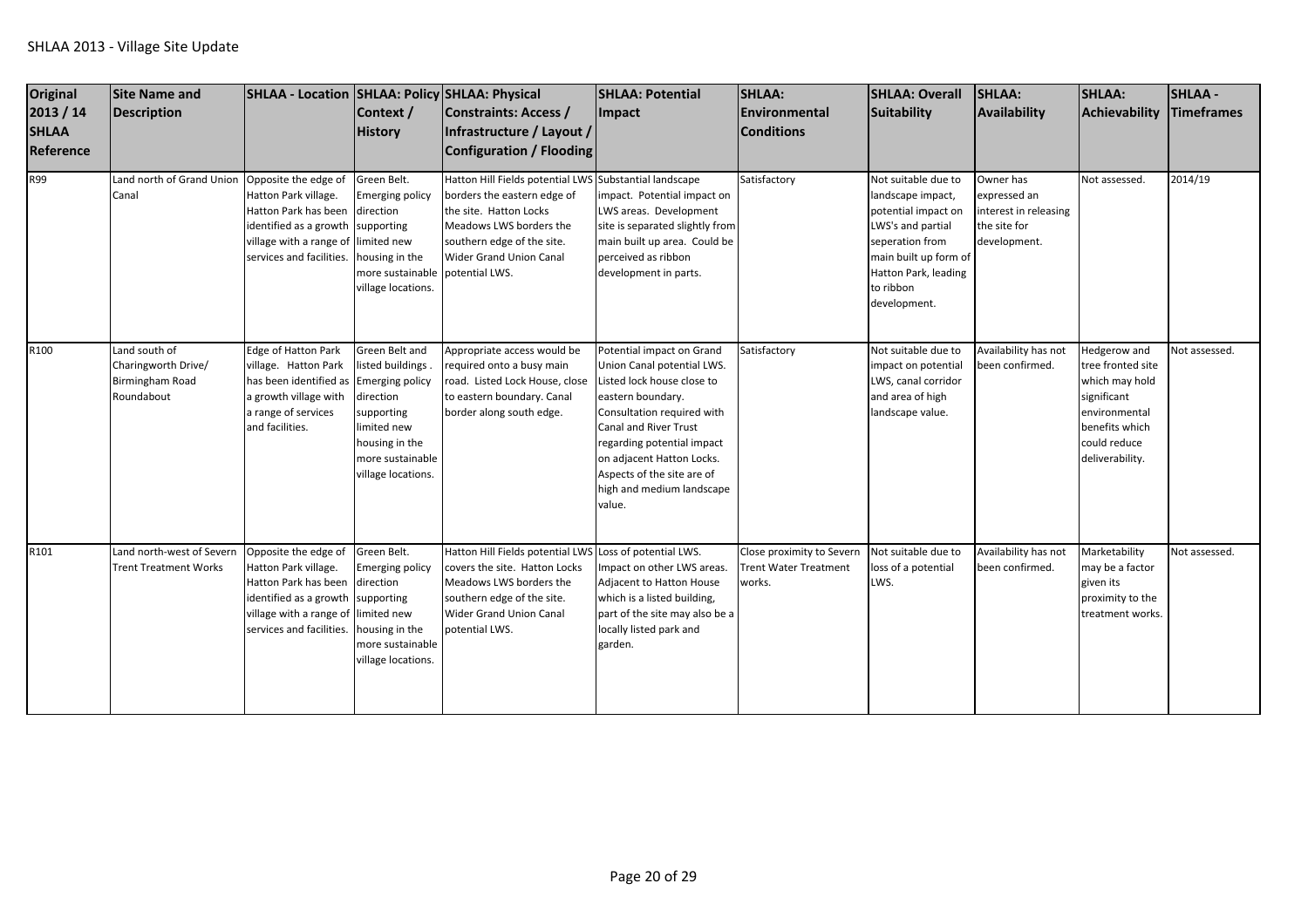| Original 2013 / 14 SHLAA Reference | Site Name and Description | SHLAA - Location | SHLAA: Policy Context / History | SHLAA: Physical Constraints: Access / Infrastructure / Layout / Configuration / Flooding | SHLAA: Potential Impact | SHLAA: Environmental Conditions | SHLAA: Overall Suitability | SHLAA: Availability | SHLAA: Achievability | SHLAA - Timeframes |
|---|---|---|---|---|---|---|---|---|---|---|
| R99 | Land north of Grand Union Canal | Opposite the edge of Hatton Park village. Hatton Park has been identified as a growth village with a range of services and facilities. | Green Belt. Emerging policy direction supporting limited new housing in the more sustainable village locations. | Hatton Hill Fields potential LWS borders the eastern edge of the site. Hatton Locks Meadows LWS borders the southern edge of the site. Wider Grand Union Canal potential LWS. | Substantial landscape impact. Potential impact on LWS areas. Development site is separated slightly from main built up area. Could be perceived as ribbon development in parts. | Satisfactory | Not suitable due to landscape impact, potential impact on LWS's and partial seperation from main built up form of Hatton Park, leading to ribbon development. | Owner has expressed an interest in releasing the site for development. | Not assessed. | 2014/19 |
| R100 | Land south of Charingworth Drive/ Birmingham Road Roundabout | Edge of Hatton Park village. Hatton Park has been identified as a growth village with a range of services and facilities. | Green Belt and listed buildings . Emerging policy direction supporting limited new housing in the more sustainable village locations. | Appropriate access would be required onto a busy main road. Listed Lock House, close to eastern boundary. Canal border along south edge. | Potential impact on Grand Union Canal potential LWS. Listed lock house close to eastern boundary. Consultation required with Canal and River Trust regarding potential impact on adjacent Hatton Locks. Aspects of the site are of high and medium landscape value. | Satisfactory | Not suitable due to impact on potential LWS, canal corridor and area of high landscape value. | Availability has not been confirmed. | Hedgerow and tree fronted site which may hold significant environmental benefits which could reduce deliverability. | Not assessed. |
| R101 | Land north-west of Severn Trent Treatment Works | Opposite the edge of Hatton Park village. Hatton Park has been identified as a growth village with a range of services and facilities. | Green Belt. Emerging policy direction supporting limited new housing in the more sustainable village locations. | Hatton Hill Fields potential LWS covers the site. Hatton Locks Meadows LWS borders the southern edge of the site. Wider Grand Union Canal potential LWS. | Loss of potential LWS. Impact on other LWS areas. Adjacent to Hatton House which is a listed building, part of the site may also be a locally listed park and garden. | Close proximity to Severn Trent Water Treatment works. | Not suitable due to loss of a potential LWS. | Availability has not been confirmed. | Marketability may be a factor given its proximity to the treatment works. | Not assessed. |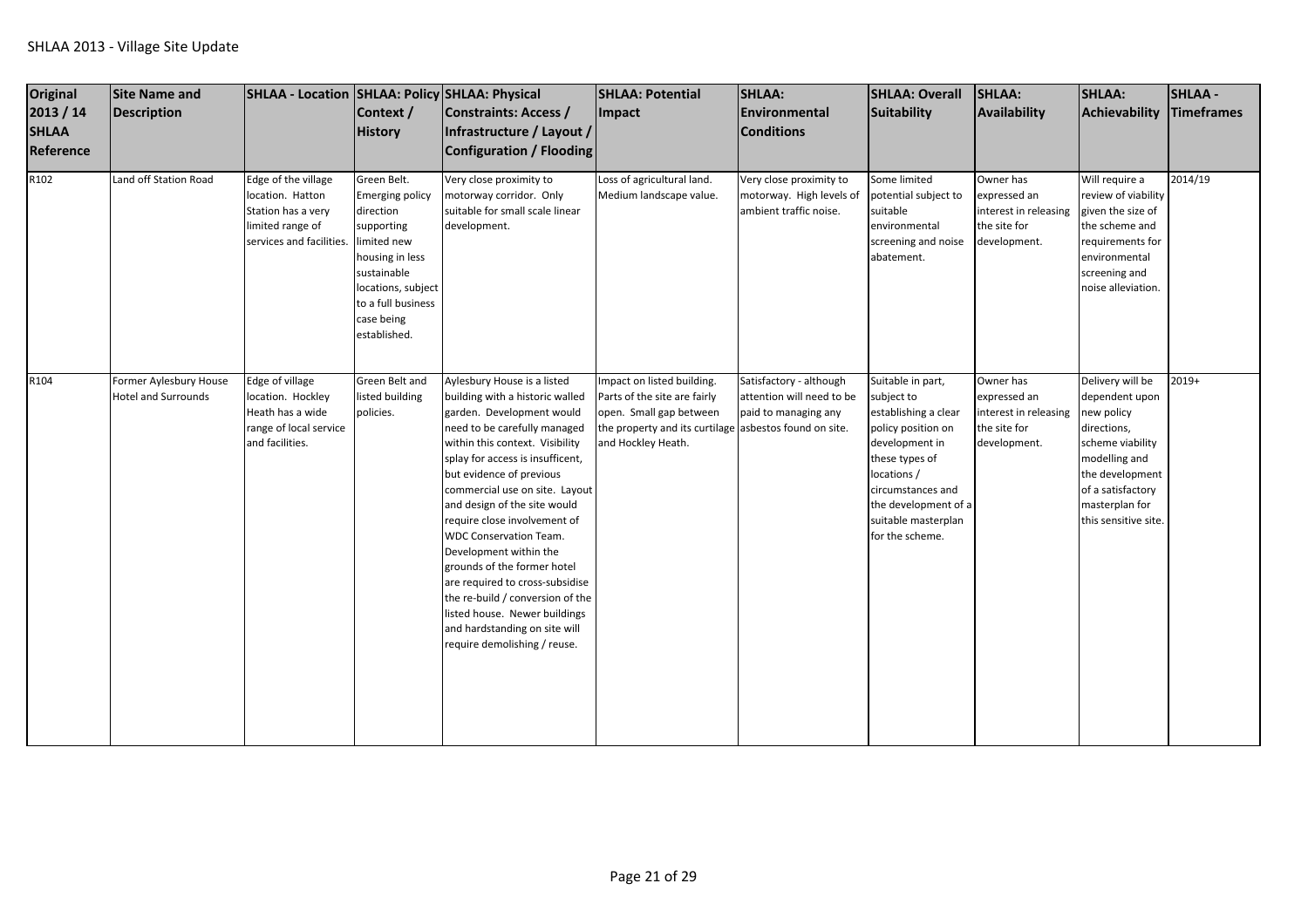SHLAA 2013 - Village Site Update

| Original 2013 / 14 SHLAA Reference | Site Name and Description | SHLAA - Location | SHLAA: Policy Context / History | SHLAA: Physical Constraints: Access / Infrastructure / Layout / Configuration / Flooding | SHLAA: Potential Impact | SHLAA: Environmental Conditions | SHLAA: Overall Suitability | SHLAA: Availability | SHLAA: Achievability | SHLAA - Timeframes |
|---|---|---|---|---|---|---|---|---|---|---|
| R102 | Land off Station Road | Edge of the village location. Hatton Station has a very limited range of services and facilities. | Green Belt. Emerging policy direction supporting limited new housing in less sustainable locations, subject to a full business case being established. | Very close proximity to motorway corridor. Only suitable for small scale linear development. | Loss of agricultural land. Medium landscape value. | Very close proximity to motorway. High levels of ambient traffic noise. | Some limited potential subject to suitable environmental screening and noise abatement. | Owner has expressed an interest in releasing the site for development. | Will require a review of viability given the size of the scheme and requirements for environmental screening and noise alleviation. | 2014/19 |
| R104 | Former Aylesbury House Hotel and Surrounds | Edge of village location. Hockley Heath has a wide range of local service and facilities. | Green Belt and listed building policies. | Aylesbury House is a listed building with a historic walled garden. Development would need to be carefully managed within this context. Visibility splay for access is insufficient, but evidence of previous commercial use on site. Layout and design of the site would require close involvement of WDC Conservation Team. Development within the grounds of the former hotel are required to cross-subsidise the re-build / conversion of the listed house. Newer buildings and hardstanding on site will require demolishing / reuse. | Impact on listed building. Parts of the site are fairly open. Small gap between the property and its curtilage and Hockley Heath. | Satisfactory - although attention will need to be paid to managing any asbestos found on site. | Suitable in part, subject to establishing a clear policy position on development in these types of locations / circumstances and the development of a suitable masterplan for the scheme. | Owner has expressed an interest in releasing the site for development. | Delivery will be dependent upon new policy directions, scheme viability modelling and the development of a satisfactory masterplan for this sensitive site. | 2019+ |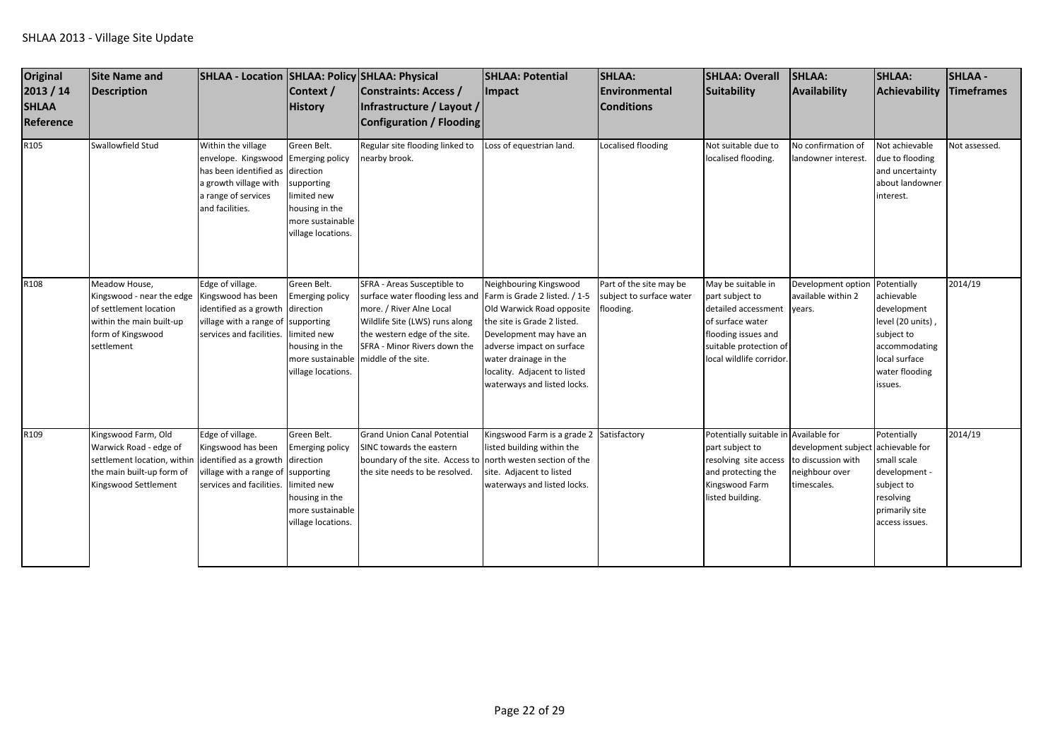SHLAA 2013 - Village Site Update

| Original 2013 / 14 SHLAA Reference | Site Name and Description | SHLAA - Location | SHLAA: Policy Context / History | SHLAA: Physical Constraints: Access / Infrastructure / Layout / Configuration / Flooding | SHLAA: Potential Impact | SHLAA: Environmental Conditions | SHLAA: Overall Suitability | SHLAA: Availability | SHLAA: Achievability | SHLAA - Timeframes |
|---|---|---|---|---|---|---|---|---|---|---|
| R105 | Swallowfield Stud | Within the village envelope. Kingswood has been identified as a growth village with a range of services and facilities. | Green Belt. Emerging policy direction supporting limited new housing in the more sustainable village locations. | Regular site flooding linked to nearby brook. | Loss of equestrian land. | Localised flooding | Not suitable due to localised flooding. | No confirmation of landowner interest. | Not achievable due to flooding and uncertainty about landowner interest. | Not assessed. |
| R108 | Meadow House, Kingswood - near the edge of settlement location within the main built-up form of Kingswood settlement | Edge of village. Kingswood has been identified as a growth village with a range of services and facilities. | Green Belt. Emerging policy direction supporting limited new housing in the more sustainable village locations. | SFRA - Areas Susceptible to surface water flooding less and more. / River Alne Local Wildlife Site (LWS) runs along the western edge of the site. SFRA - Minor Rivers down the middle of the site. | Neighbouring Kingswood Farm is Grade 2 listed. / 1-5 Old Warwick Road opposite the site is Grade 2 listed. Development may have an adverse impact on surface water drainage in the locality. Adjacent to listed waterways and listed locks. | Part of the site may be subject to surface water flooding. | May be suitable in part subject to detailed accessment of surface water flooding issues and suitable protection of local wildlife corridor. | Development option available within 2 years. | Potentially achievable development level (20 units), subject to accommodating local surface water flooding issues. | 2014/19 |
| R109 | Kingswood Farm, Old Warwick Road - edge of settlement location, within the main built-up form of Kingswood Settlement | Edge of village. Kingswood has been identified as a growth village with a range of services and facilities. | Green Belt. Emerging policy direction supporting limited new housing in the more sustainable village locations. | Grand Union Canal Potential SINC towards the eastern boundary of the site. Access to the site needs to be resolved. | Kingswood Farm is a grade 2 listed building within the north westen section of the site. Adjacent to listed waterways and listed locks. | Satisfactory | Potentially suitable in part subject to resolving site access and protecting the Kingswood Farm listed building. | Available for development subject to discussion with neighbour over timescales. | Potentially achievable for small scale development - subject to resolving primarily site access issues. | 2014/19 |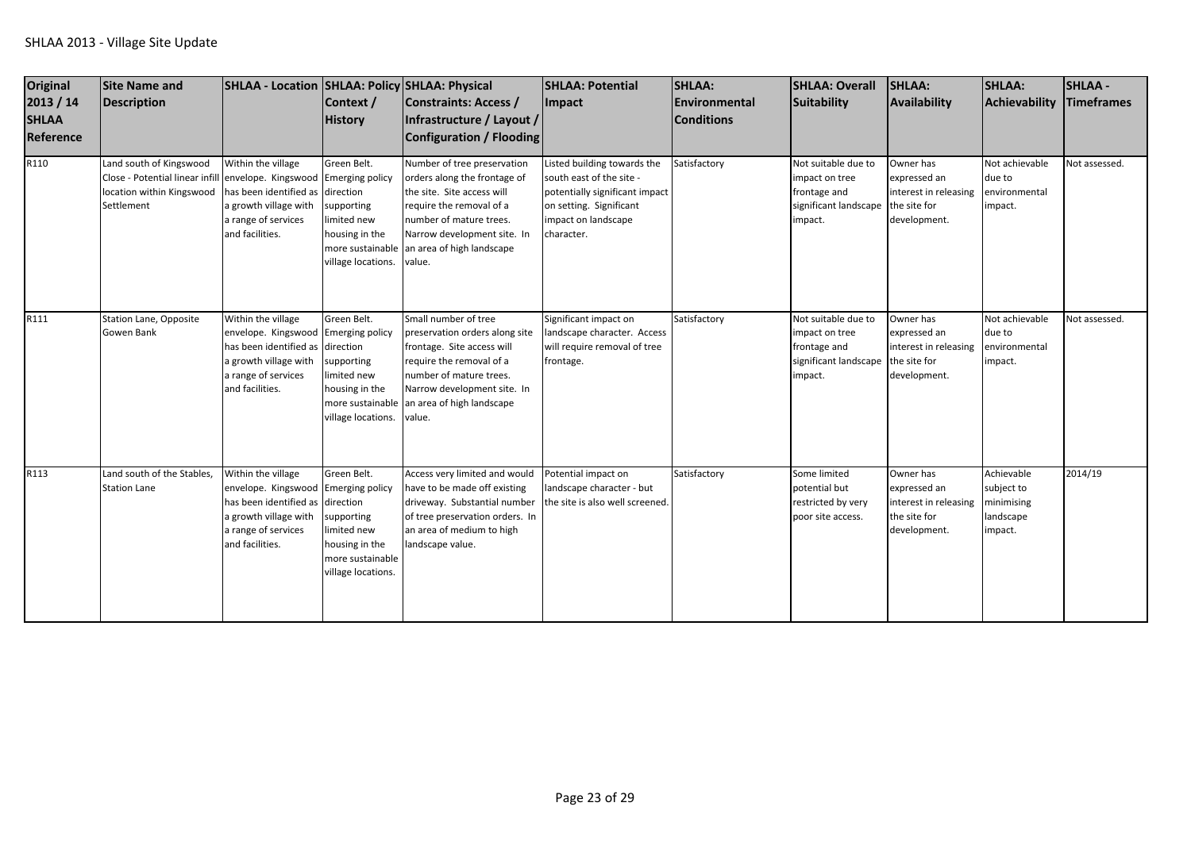SHLAA 2013 - Village Site Update

| Original 2013 / 14 SHLAA Reference | Site Name and Description | SHLAA - Location | SHLAA: Policy Context / History | SHLAA: Physical Constraints: Access / Infrastructure / Layout / Configuration / Flooding | SHLAA: Potential Impact | SHLAA: Environmental Conditions | SHLAA: Overall Suitability | SHLAA: Availability | SHLAA: Achievability | SHLAA - Timeframes |
|---|---|---|---|---|---|---|---|---|---|---|
| R110 | Land south of Kingswood Close - Potential linear infill location within Kingswood Settlement | Within the village envelope. Kingswood has been identified as a growth village with a range of services and facilities. | Green Belt. Emerging policy direction supporting limited new housing in the more sustainable village locations. | Number of tree preservation orders along the frontage of the site. Site access will require the removal of a number of mature trees. Narrow development site. In an area of high landscape value. | Listed building towards the south east of the site - potentially significant impact on setting. Significant impact on landscape character. | Satisfactory | Not suitable due to impact on tree frontage and significant landscape impact. | Owner has expressed an interest in releasing the site for development. | Not achievable due to environmental impact. | Not assessed. |
| R111 | Station Lane, Opposite Gowen Bank | Within the village envelope. Kingswood has been identified as a growth village with a range of services and facilities. | Green Belt. Emerging policy direction supporting limited new housing in the more sustainable village locations. | Small number of tree preservation orders along site frontage. Site access will require the removal of a number of mature trees. Narrow development site. In an area of high landscape value. | Significant impact on landscape character. Access will require removal of tree frontage. | Satisfactory | Not suitable due to impact on tree frontage and significant landscape impact. | Owner has expressed an interest in releasing the site for development. | Not achievable due to environmental impact. | Not assessed. |
| R113 | Land south of the Stables, Station Lane | Within the village envelope. Kingswood has been identified as a growth village with a range of services and facilities. | Green Belt. Emerging policy direction supporting limited new housing in the more sustainable village locations. | Access very limited and would have to be made off existing driveway. Substantial number of tree preservation orders. In an area of medium to high landscape value. | Potential impact on landscape character - but the site is also well screened. | Satisfactory | Some limited potential but restricted by very poor site access. | Owner has expressed an interest in releasing the site for development. | Achievable subject to minimising landscape impact. | 2014/19 |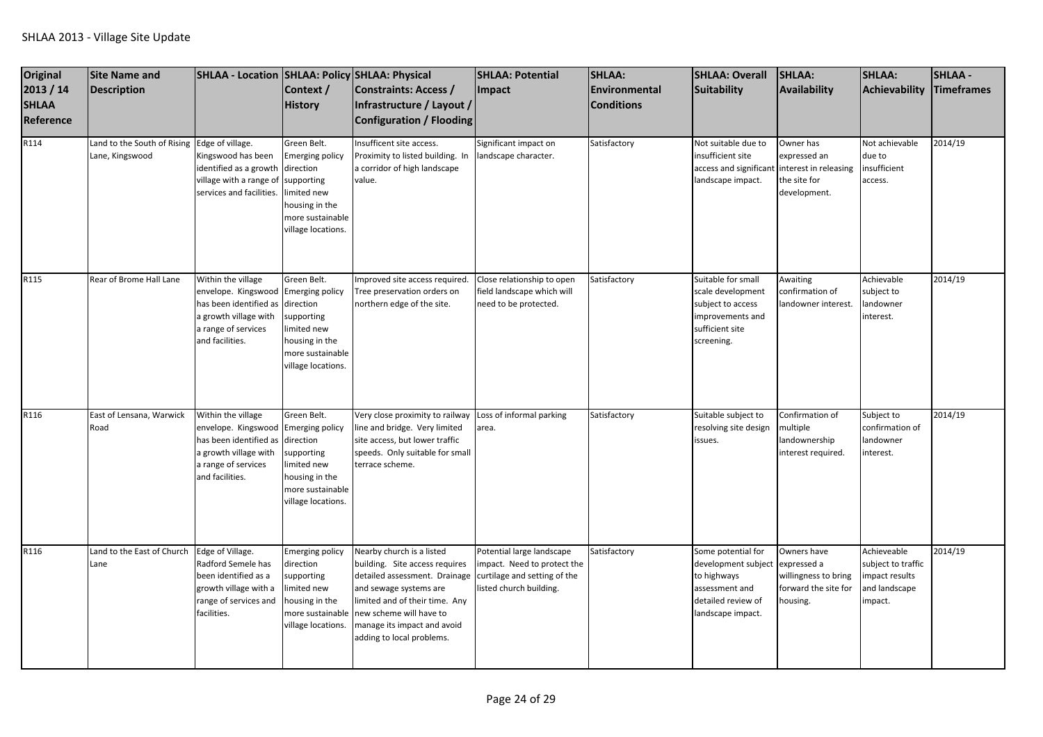SHLAA 2013 - Village Site Update

| Original 2013 / 14 SHLAA Reference | Site Name and Description | SHLAA - Location | SHLAA: Policy Context / History | SHLAA: Physical Constraints: Access / Infrastructure / Layout / Configuration / Flooding | SHLAA: Potential Impact | SHLAA: Environmental Conditions | SHLAA: Overall Suitability | SHLAA: Availability | SHLAA: Achievability | SHLAA - Timeframes |
|---|---|---|---|---|---|---|---|---|---|---|
| R114 | Land to the South of Rising Lane, Kingswood | Edge of village. Kingswood has been identified as a growth village with a range of services and facilities. | Green Belt. Emerging policy direction supporting limited new housing in the more sustainable village locations. | Insufficent site access. Proximity to listed building. In a corridor of high landscape value. | Significant impact on landscape character. | Satisfactory | Not suitable due to insufficient site access and significant landscape impact. | Owner has expressed an interest in releasing the site for development. | Not achievable due to insufficient access. | 2014/19 |
| R115 | Rear of Brome Hall Lane | Within the village envelope. Kingswood has been identified as a growth village with a range of services and facilities. | Green Belt. Emerging policy direction supporting limited new housing in the more sustainable village locations. | Improved site access required. Tree preservation orders on northern edge of the site. | Close relationship to open field landscape which will need to be protected. | Satisfactory | Suitable for small scale development subject to access improvements and sufficient site screening. | Awaiting confirmation of landowner interest. | Achievable subject to landowner interest. | 2014/19 |
| R116 | East of Lensana, Warwick Road | Within the village envelope. Kingswood has been identified as a growth village with a range of services and facilities. | Green Belt. Emerging policy direction supporting limited new housing in the more sustainable village locations. | Very close proximity to railway line and bridge. Very limited site access, but lower traffic speeds. Only suitable for small terrace scheme. | Loss of informal parking area. | Satisfactory | Suitable subject to resolving site design issues. | Confirmation of multiple landownership interest required. | Subject to confirmation of landowner interest. | 2014/19 |
| R116 | Land to the East of Church Lane | Edge of Village. Radford Semele has been identified as a growth village with a range of services and facilities. | Emerging policy direction supporting limited new housing in the more sustainable village locations. | Nearby church is a listed building. Site access requires detailed assessment. Drainage and sewage systems are limited and of their time. Any new scheme will have to manage its impact and avoid adding to local problems. | Potential large landscape impact. Need to protect the curtilage and setting of the listed church building. | Satisfactory | Some potential for development subject to highways assessment and detailed review of landscape impact. | Owners have expressed a willingness to bring forward the site for housing. | Achieveable subject to traffic impact results and landscape impact. | 2014/19 |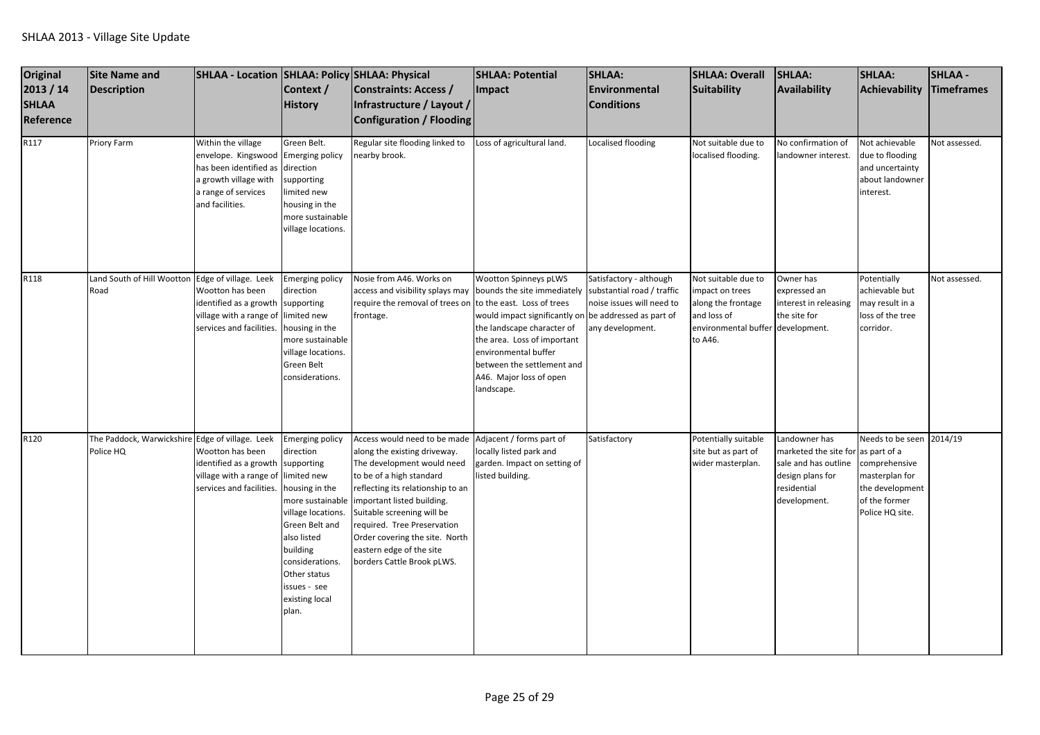SHLAA 2013 - Village Site Update

| Original 2013 / 14 SHLAA Reference | Site Name and Description | SHLAA - Location | SHLAA: Policy Context / History | SHLAA: Physical Constraints: Access / Infrastructure / Layout / Configuration / Flooding | SHLAA: Potential Impact | SHLAA: Environmental Conditions | SHLAA: Overall Suitability | SHLAA: Availability | SHLAA: Achievability | SHLAA - Timeframes |
|---|---|---|---|---|---|---|---|---|---|---|
| R117 | Priory Farm | Within the village envelope. Kingswood has been identified as a growth village with a range of services and facilities. | Green Belt. Emerging policy direction supporting limited new housing in the more sustainable village locations. | Regular site flooding linked to nearby brook. | Loss of agricultural land. | Localised flooding | Not suitable due to localised flooding. | No confirmation of landowner interest. | Not achievable due to flooding and uncertainty about landowner interest. | Not assessed. |
| R118 | Land South of Hill Wootton Road | Edge of village. Leek Wootton has been identified as a growth village with a range of services and facilities. | Emerging policy direction supporting limited new housing in the more sustainable village locations. Green Belt considerations. | Nosie from A46. Works on access and visibility splays may require the removal of trees on frontage. | Wootton Spinneys pLWS bounds the site immediately to the east. Loss of trees would impact significantly on the landscape character of the area. Loss of important environmental buffer between the settlement and A46. Major loss of open landscape. | Satisfactory - although substantial road / traffic noise issues will need to be addressed as part of any development. | Not suitable due to impact on trees along the frontage and loss of environmental buffer to A46. | Owner has expressed an interest in releasing the site for development. | Potentially achievable but may result in a loss of the tree corridor. | Not assessed. |
| R120 | The Paddock, Warwickshire Police HQ | Edge of village. Leek Wootton has been identified as a growth village with a range of services and facilities. | Emerging policy direction supporting limited new housing in the more sustainable village locations. Green Belt and also listed building considerations. Other status issues - see existing local plan. | Access would need to be made along the existing driveway. The development would need to be of a high standard reflecting its relationship to an important listed building. Suitable screening will be required. Tree Preservation Order covering the site. North eastern edge of the site borders Cattle Brook pLWS. | Adjacent / forms part of locally listed park and garden. Impact on setting of listed building. | Satisfactory | Potentially suitable site but as part of wider masterplan. | Landowner has marketed the site for sale and has outline design plans for residential development. | Needs to be seen as part of a comprehensive masterplan for the development of the former Police HQ site. | 2014/19 |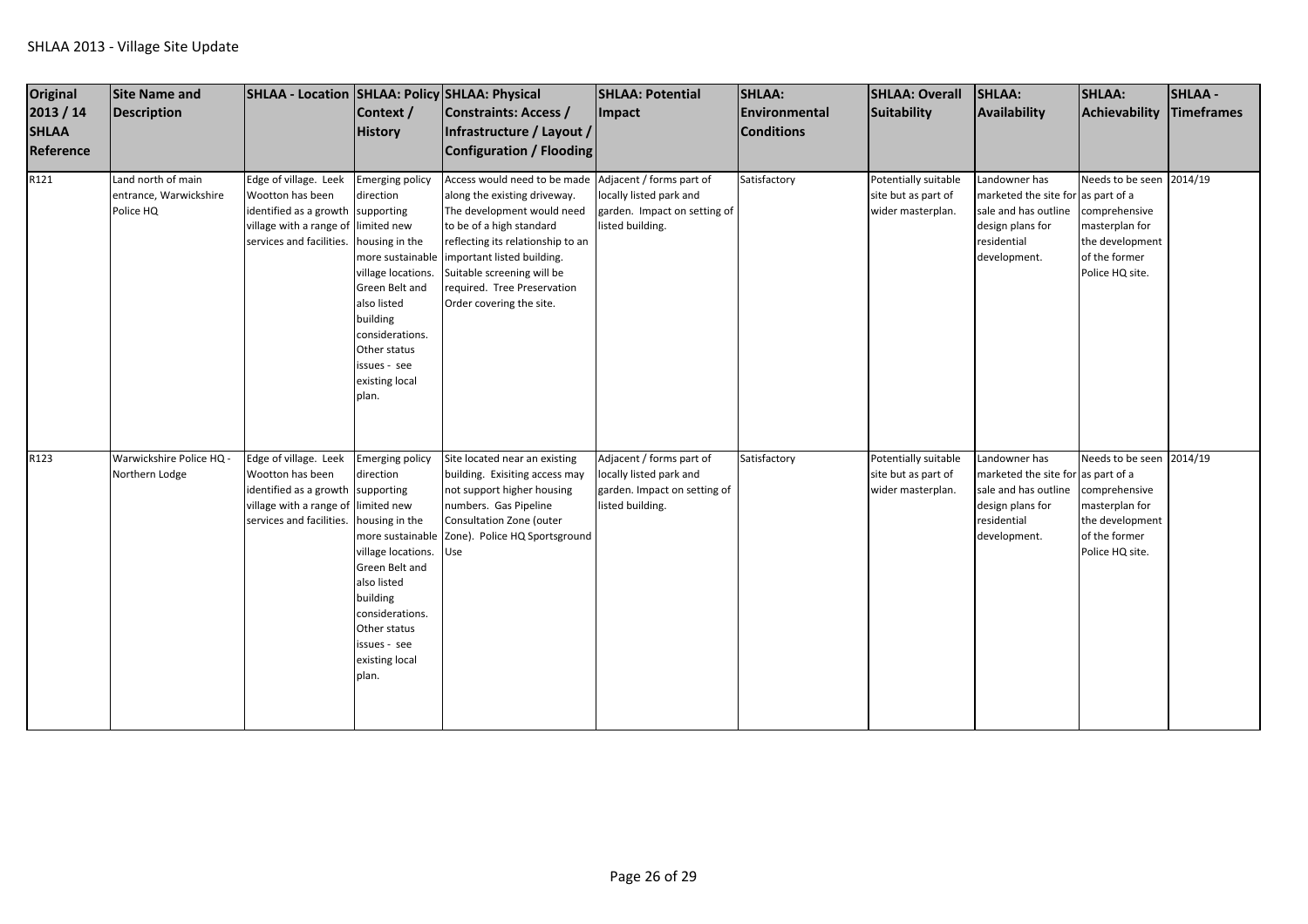SHLAA 2013 - Village Site Update

| Original 2013 / 14 SHLAA Reference | Site Name and Description | SHLAA - Location | SHLAA: Policy Context / History | SHLAA: Physical Constraints: Access / Infrastructure / Layout / Configuration / Flooding | SHLAA: Potential Impact | SHLAA: Environmental Conditions | SHLAA: Overall Suitability | SHLAA: Availability | SHLAA: Achievability | SHLAA - Timeframes |
|---|---|---|---|---|---|---|---|---|---|---|
| R121 | Land north of main entrance, Warwickshire Police HQ | Edge of village. Leek Wootton has been identified as a growth village with a range of services and facilities. | Emerging policy direction supporting limited new housing in the more sustainable village locations. Green Belt and also listed building considerations. Other status issues - see existing local plan. | Access would need to be made along the existing driveway. The development would need to be of a high standard reflecting its relationship to an important listed building. Suitable screening will be required. Tree Preservation Order covering the site. | Adjacent / forms part of locally listed park and garden. Impact on setting of listed building. | Satisfactory | Potentially suitable site but as part of wider masterplan. | Landowner has marketed the site for sale and has outline design plans for residential development. | Needs to be seen as part of a comprehensive masterplan for the development of the former Police HQ site. | 2014/19 |
| R123 | Warwickshire Police HQ - Northern Lodge | Edge of village. Leek Wootton has been identified as a growth village with a range of services and facilities. | Emerging policy direction supporting limited new housing in the more sustainable village locations. Green Belt and also listed building considerations. Other status issues - see existing local plan. | Site located near an existing building. Exisiting access may not support higher housing numbers. Gas Pipeline Consultation Zone (outer Zone). Police HQ Sportsground Use | Adjacent / forms part of locally listed park and garden. Impact on setting of listed building. | Satisfactory | Potentially suitable site but as part of wider masterplan. | Landowner has marketed the site for sale and has outline design plans for residential development. | Needs to be seen as part of a comprehensive masterplan for the development of the former Police HQ site. | 2014/19 |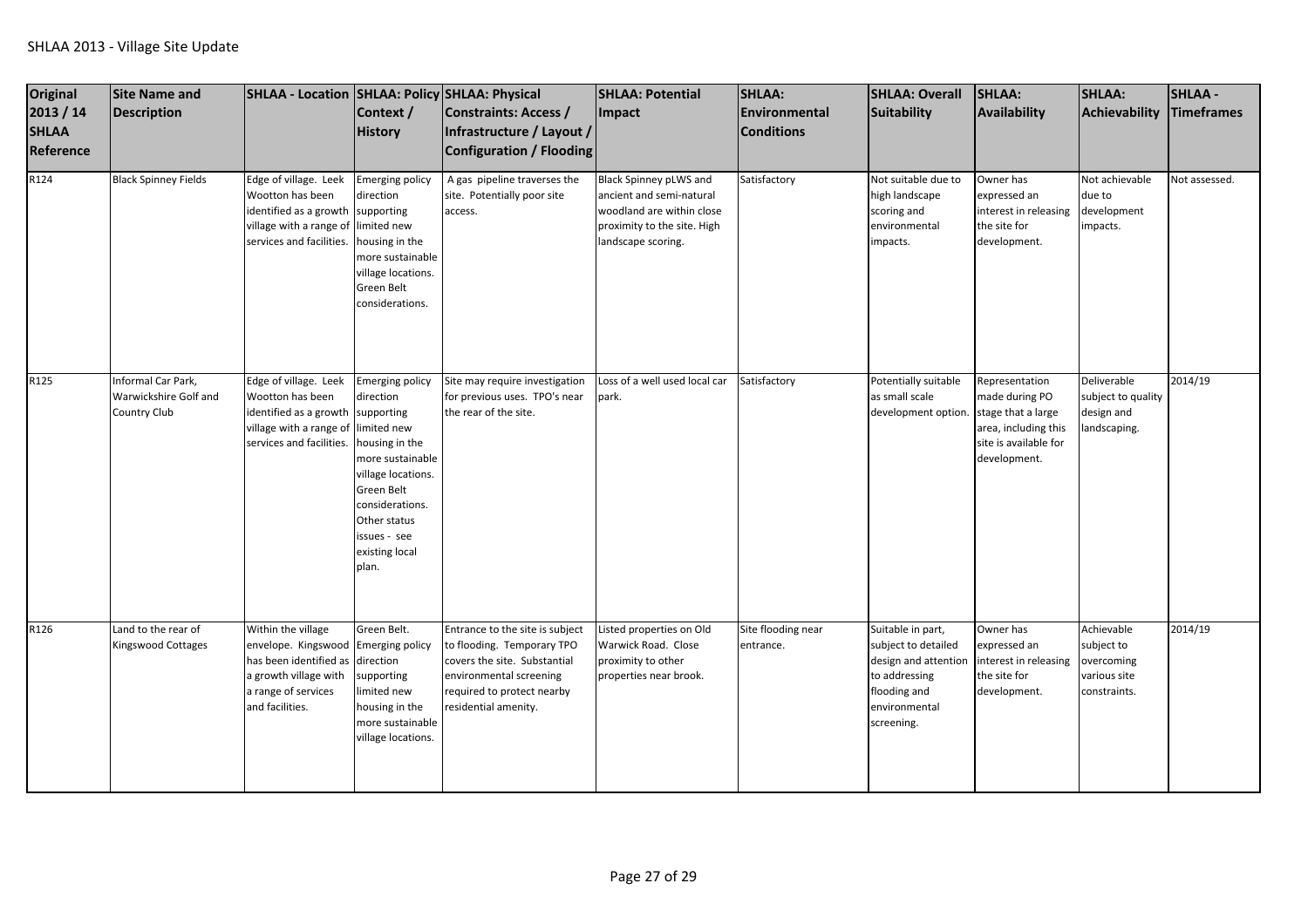| Original 2013 / 14 SHLAA Reference | Site Name and Description | SHLAA - Location | SHLAA: Policy Context / History | SHLAA: Physical Constraints: Access / Infrastructure / Layout / Configuration / Flooding | SHLAA: Potential Impact | SHLAA: Environmental Conditions | SHLAA: Overall Suitability | SHLAA: Availability | SHLAA: Achievability | SHLAA - Timeframes |
|---|---|---|---|---|---|---|---|---|---|---|
| R124 | Black Spinney Fields | Edge of village. Leek Wootton has been identified as a growth village with a range of services and facilities. | Emerging policy direction supporting limited new housing in the more sustainable village locations. Green Belt considerations. | A gas pipeline traverses the site. Potentially poor site access. | Black Spinney pLWS and ancient and semi-natural woodland are within close proximity to the site. High landscape scoring. | Satisfactory | Not suitable due to high landscape scoring and environmental impacts. | Owner has expressed an interest in releasing the site for development. | Not achievable due to development impacts. | Not assessed. |
| R125 | Informal Car Park, Warwickshire Golf and Country Club | Edge of village. Leek Wootton has been identified as a growth village with a range of services and facilities. | Emerging policy direction supporting limited new housing in the more sustainable village locations. Green Belt considerations. Other status issues - see existing local plan. | Site may require investigation for previous uses. TPO's near the rear of the site. | Loss of a well used local car park. | Satisfactory | Potentially suitable as small scale development option. | Representation made during PO stage that a large area, including this site is available for development. | Deliverable subject to quality design and landscaping. | 2014/19 |
| R126 | Land to the rear of Kingswood Cottages | Within the village envelope. Kingswood has been identified as a growth village with a range of services and facilities. | Green Belt. Emerging policy direction supporting limited new housing in the more sustainable village locations. | Entrance to the site is subject to flooding. Temporary TPO covers the site. Substantial environmental screening required to protect nearby residential amenity. | Listed properties on Old Warwick Road. Close proximity to other properties near brook. | Site flooding near entrance. | Suitable in part, subject to detailed design and attention to addressing flooding and environmental screening. | Owner has expressed an interest in releasing the site for development. | Achievable subject to overcoming various site constraints. | 2014/19 |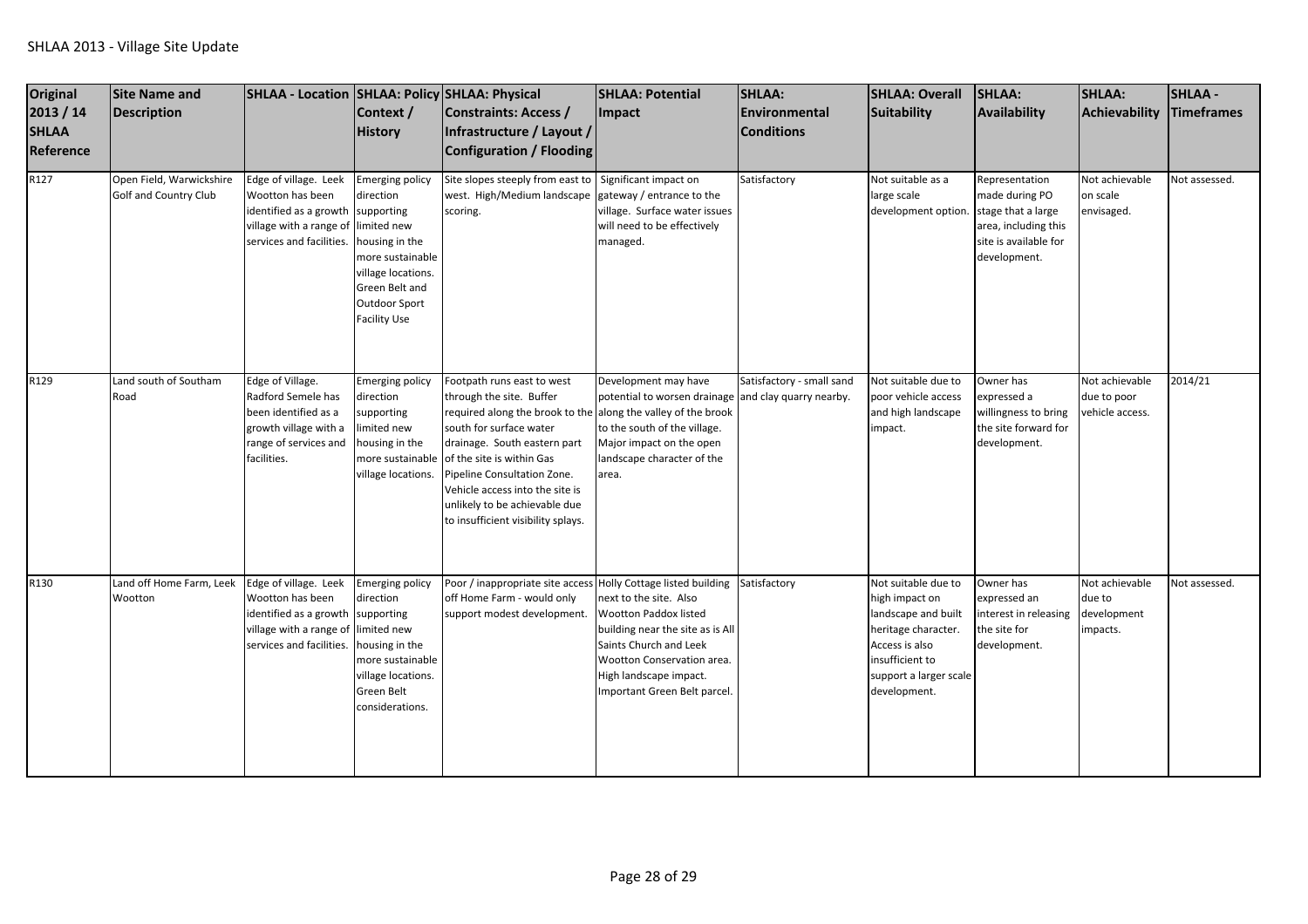SHLAA 2013 - Village Site Update

| Original 2013 / 14 SHLAA Reference | Site Name and Description | SHLAA - Location | SHLAA: Policy Context / History | SHLAA: Physical Constraints: Access / Infrastructure / Layout / Configuration / Flooding | SHLAA: Potential Impact | SHLAA: Environmental Conditions | SHLAA: Overall Suitability | SHLAA: Availability | SHLAA: Achievability | SHLAA - Timeframes |
|---|---|---|---|---|---|---|---|---|---|---|
| R127 | Open Field, Warwickshire Golf and Country Club | Edge of village. Leek Wootton has been identified as a growth village with a range of services and facilities. | Emerging policy direction supporting limited new housing in the more sustainable village locations. Green Belt and Outdoor Sport Facility Use | Site slopes steeply from east to west. High/Medium landscape scoring. | Significant impact on gateway / entrance to the village. Surface water issues will need to be effectively managed. | Satisfactory | Not suitable as a large scale development option. | Representation made during PO stage that a large area, including this site is available for development. | Not achievable on scale envisaged. | Not assessed. |
| R129 | Land south of Southam Road | Edge of Village. Radford Semele has been identified as a growth village with a range of services and facilities. | Emerging policy direction supporting limited new housing in the more sustainable village locations. | Footpath runs east to west through the site. Buffer required along the brook to the south for surface water drainage. South eastern part of the site is within Gas Pipeline Consultation Zone. Vehicle access into the site is unlikely to be achievable due to insufficient visibility splays. | Development may have potential to worsen drainage along the valley of the brook to the south of the village. Major impact on the open landscape character of the area. | Satisfactory - small sand and clay quarry nearby. | Not suitable due to poor vehicle access and high landscape impact. | Owner has expressed a willingness to bring the site forward for development. | Not achievable due to poor vehicle access. | 2014/21 |
| R130 | Land off Home Farm, Leek Wootton | Edge of village. Leek Wootton has been identified as a growth village with a range of services and facilities. | Emerging policy direction supporting limited new housing in the more sustainable village locations. Green Belt considerations. | Poor / inappropriate site access off Home Farm - would only support modest development. | Holly Cottage listed building next to the site. Also Wootton Paddox listed building near the site as is All Saints Church and Leek Wootton Conservation area. High landscape impact. Important Green Belt parcel. | Satisfactory | Not suitable due to high impact on landscape and built heritage character. Access is also insufficient to support a larger scale development. | Owner has expressed an interest in releasing the site for development. | Not achievable due to development impacts. | Not assessed. |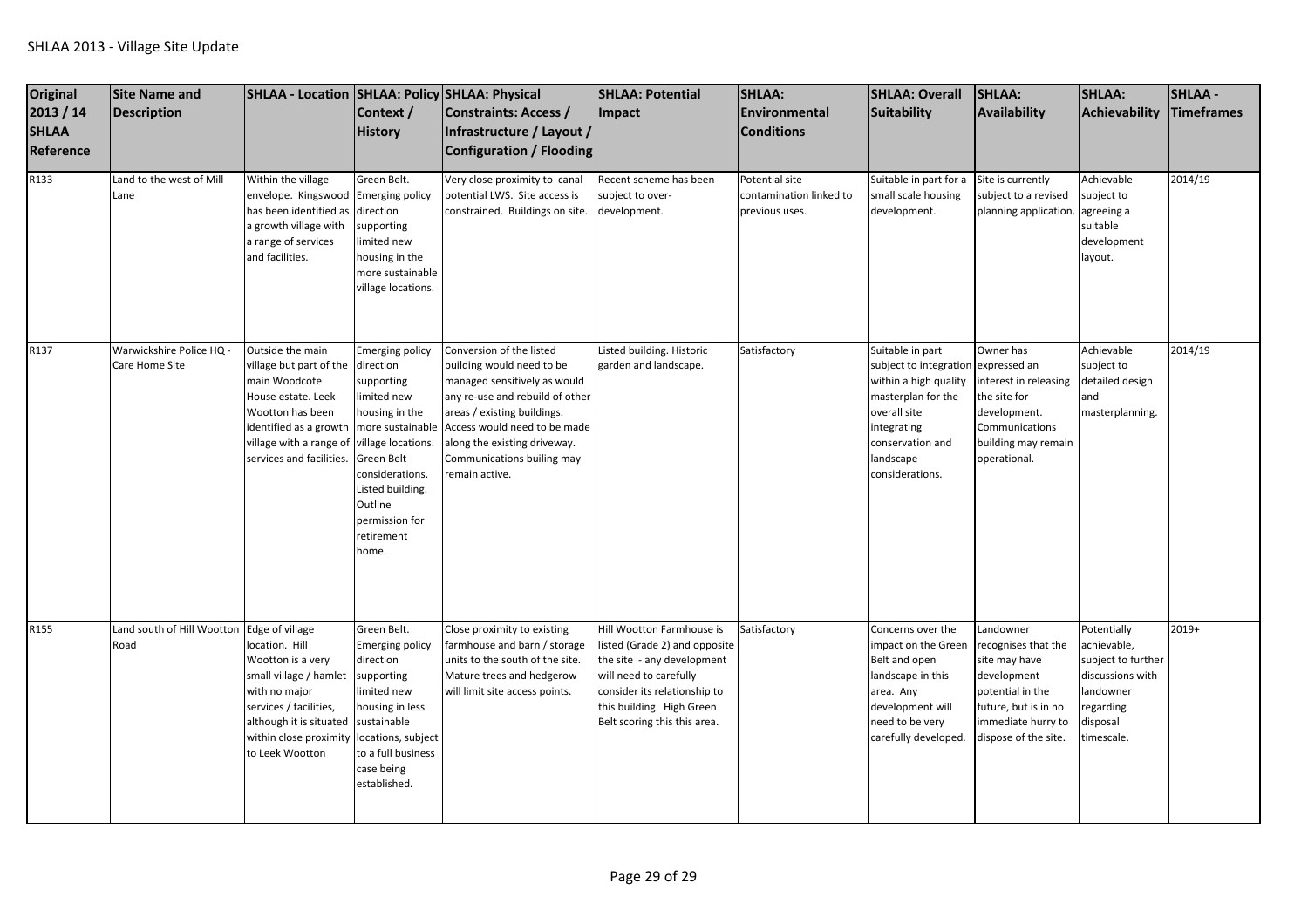| Original 2013 / 14 SHLAA Reference | Site Name and Description | SHLAA - Location | SHLAA: Policy Context / History | SHLAA: Physical Constraints: Access / Infrastructure / Layout / Configuration / Flooding | SHLAA: Potential Impact | SHLAA: Environmental Conditions | SHLAA: Overall Suitability | SHLAA: Availability | SHLAA: Achievability | SHLAA - Timeframes |
|---|---|---|---|---|---|---|---|---|---|---|
| R133 | Land to the west of Mill Lane | Within the village envelope. Kingswood has been identified as a growth village with a range of services and facilities. | Green Belt. Emerging policy direction supporting limited new housing in the more sustainable village locations. | Very close proximity to canal potential LWS. Site access is constrained. Buildings on site. | Recent scheme has been subject to over-development. | Potential site contamination linked to previous uses. | Suitable in part for a small scale housing development. | Site is currently subject to a revised planning application. | Achievable subject to agreeing a suitable development layout. | 2014/19 |
| R137 | Warwickshire Police HQ - Care Home Site | Outside the main village but part of the main Woodcote House estate. Leek Wootton has been identified as a growth village with a range of services and facilities. | Emerging policy direction supporting limited new housing in the more sustainable village locations. Green Belt considerations. Listed building. Outline permission for retirement home. | Conversion of the listed building would need to be managed sensitively as would any re-use and rebuild of other areas / existing buildings. Access would need to be made along the existing driveway. Communications builing may remain active. | Listed building. Historic garden and landscape. | Satisfactory | Suitable in part subject to integration within a high quality masterplan for the overall site integrating conservation and landscape considerations. | Owner has expressed an interest in releasing the site for development. Communications building may remain operational. | Achievable subject to detailed design and masterplanning. | 2014/19 |
| R155 | Land south of Hill Wootton Road | Edge of village location. Hill Wootton is a very small village / hamlet with no major services / facilities, although it is situated within close proximity to Leek Wootton | Green Belt. Emerging policy direction supporting limited new housing in less sustainable locations, subject to a full business case being established. | Close proximity to existing farmhouse and barn / storage units to the south of the site. Mature trees and hedgerow will limit site access points. | Hill Wootton Farmhouse is listed (Grade 2) and opposite the site - any development will need to carefully consider its relationship to this building. High Green Belt scoring this this area. | Satisfactory | Concerns over the impact on the Green Belt and open landscape in this area. Any development will need to be very carefully developed. | Landowner recognises that the site may have development potential in the future, but is in no immediate hurry to dispose of the site. | Potentially achievable, subject to further discussions with landowner regarding disposal timescale. | 2019+ |